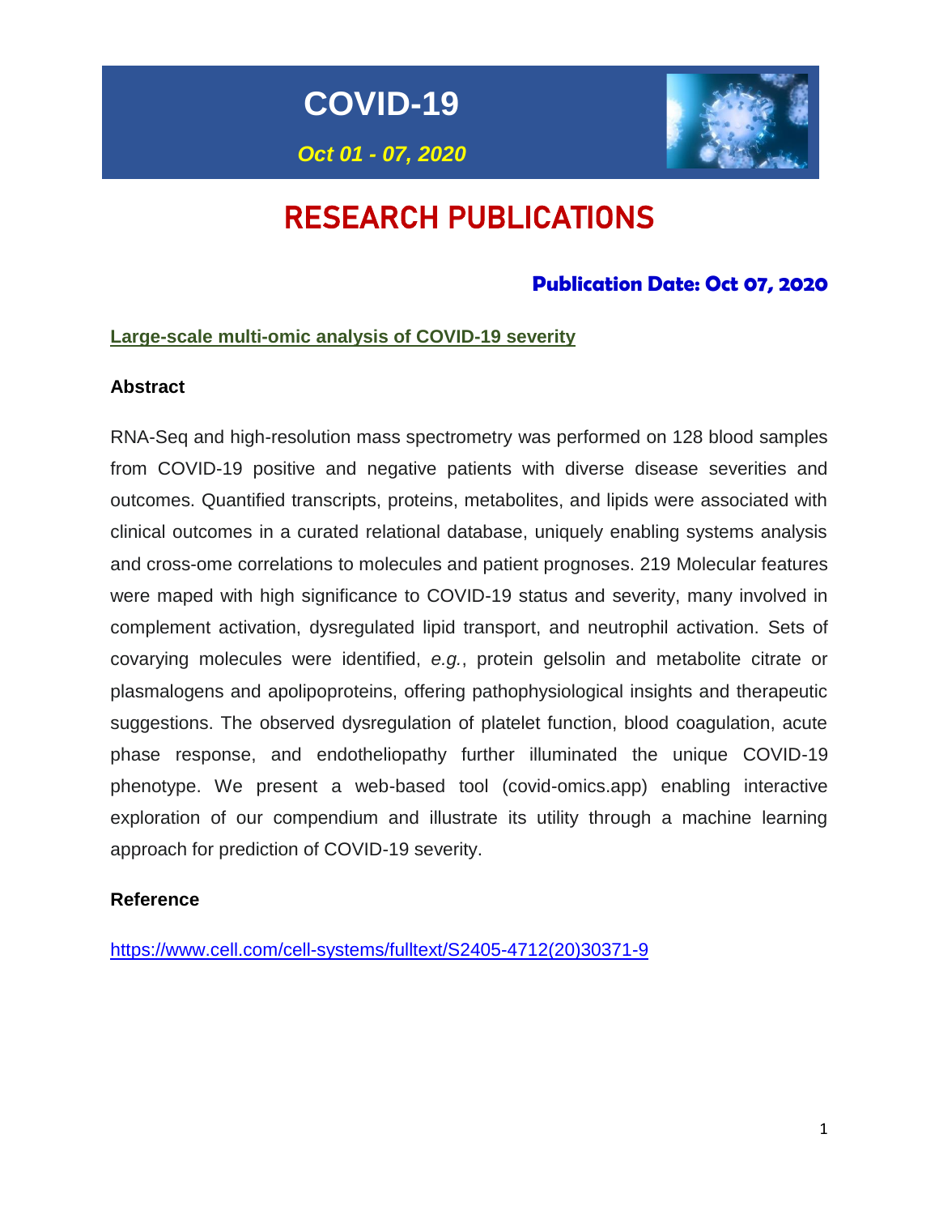# COVID-19

*Oct 01 - 07, 2020*

# RESEARCH PUBLICATIONS

### Publication Date: Oct 07, 2020

## Large-scale multi-omic analysis of COVID-19 severity

### Abstract

RNA-Seq and high-resolution mass spectrometry was performed on 128 blood samples from COVID-19 positive and negative patients with diverse disease severities and outcomes. Quantified transcripts, proteins, metabolites, and lipids were associated with clinical outcomes in a curated relational database, uniquely enabling systems analysis and cross-ome correlations to molecules and patient prognoses. 219 Molecular features were maped with high significance to COVID-19 status and severity, many involved in complement activation, dysregulated lipid transport, and neutrophil activation. Sets of covarying molecules were identified, *e.g.*, protein gelsolin and metabolite citrate or plasmalogens and apolipoproteins, offering pathophysiological insights and therapeutic suggestions. The observed dysregulation of platelet function, blood coagulation, acute phase response, and endotheliopathy further illuminated the unique COVID-19 phenotype. We present a web-based tool (covid-omics.app) enabling interactive exploration of our compendium and illustrate its utility through a machine learning approach for prediction of COVID-19 severity.

### Reference

https://www.cell.com/cell-systems/fulltext/S2405-4712(20)30371-9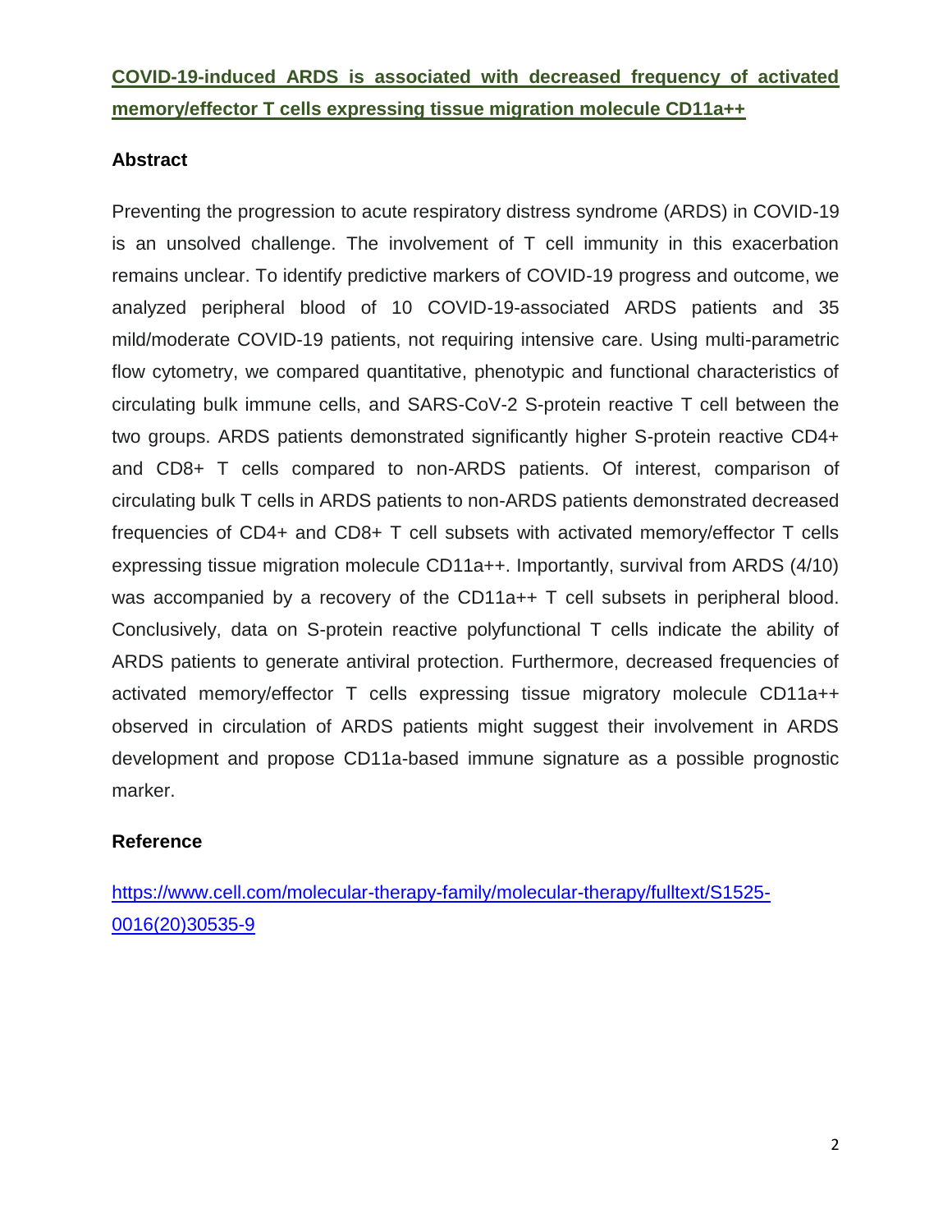**COVID-19-induced ARDS is associated with decreased frequency of activated memory/effector T cells expressing tissue migration molecule CD11a++**

## Abstract

Preventing the progression to acute respiratory distress syndrome (ARDS) in COVID-19 is an unsolved challenge. The involvement of T cell immunity in this exacerbation remains unclear. To identify predictive markers of COVID-19 progress and outcome, we analyzed peripheral blood of 10 COVID-19-associated ARDS patients and 35 mild/moderate COVID-19 patients, not requiring intensive care. Using multi-parametric flow cytometry, we compared quantitative, phenotypic and functional characteristics of circulating bulk immune cells, and SARS-CoV-2 S-protein reactive T cell between the two groups. ARDS patients demonstrated significantly higher S-protein reactive CD4+ and CD8+ T cells compared to non-ARDS patients. Of interest, comparison of circulating bulk T cells in ARDS patients to non-ARDS patients demonstrated decreased frequencies of CD4+ and CD8+ T cell subsets with activated memory/effector T cells expressing tissue migration molecule CD11a++. Importantly, survival from ARDS (4/10) was accompanied by a recovery of the CD11a++ T cell subsets in peripheral blood. Conclusively, data on S-protein reactive polyfunctional T cells indicate the ability of ARDS patients to generate antiviral protection. Furthermore, decreased frequencies of activated memory/effector T cells expressing tissue migratory molecule CD11a++ observed in circulation of ARDS patients might suggest their involvement in ARDS development and propose CD11a-based immune signature as a possible prognostic marker.

## Reference

https://www.cell.com/molecular-therapy-family/molecular-therapy/fulltext/S1525-0016(20)30535-9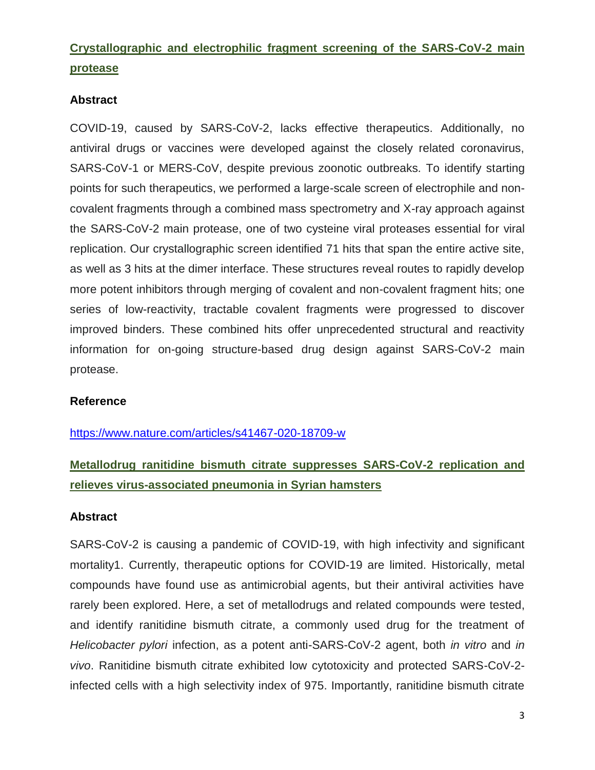## [Crystallographic and electrophilic fragment screening of the SARS-CoV-2 main protease](https://www.nature.com/articles/s41467-020-18709-w)

### Abstract

COVID-19, caused by SARS-CoV-2, lacks effective therapeutics. Additionally, no antiviral drugs or vaccines were developed against the closely related coronavirus, SARS-CoV-1 or MERS-CoV, despite previous zoonotic outbreaks. To identify starting points for such therapeutics, we performed a large-scale screen of electrophile and non-covalent fragments through a combined mass spectrometry and X-ray approach against the SARS-CoV-2 main protease, one of two cysteine viral proteases essential for viral replication. Our crystallographic screen identified 71 hits that span the entire active site, as well as 3 hits at the dimer interface. These structures reveal routes to rapidly develop more potent inhibitors through merging of covalent and non-covalent fragment hits; one series of low-reactivity, tractable covalent fragments were progressed to discover improved binders. These combined hits offer unprecedented structural and reactivity information for on-going structure-based drug design against SARS-CoV-2 main protease.

### Reference

https://www.nature.com/articles/s41467-020-18709-w

## Metallodrug ranitidine bismuth citrate suppresses SARS-CoV-2 replication and relieves virus-associated pneumonia in Syrian hamsters

### Abstract

SARS-CoV-2 is causing a pandemic of COVID-19, with high infectivity and significant mortality1. Currently, therapeutic options for COVID-19 are limited. Historically, metal compounds have found use as antimicrobial agents, but their antiviral activities have rarely been explored. Here, a set of metallodrugs and related compounds were tested, and identify ranitidine bismuth citrate, a commonly used drug for the treatment of *Helicobacter pylori* infection, as a potent anti-SARS-CoV-2 agent, both *in vitro* and *in vivo*. Ranitidine bismuth citrate exhibited low cytotoxicity and protected SARS-CoV-2-infected cells with a high selectivity index of 975. Importantly, ranitidine bismuth citrate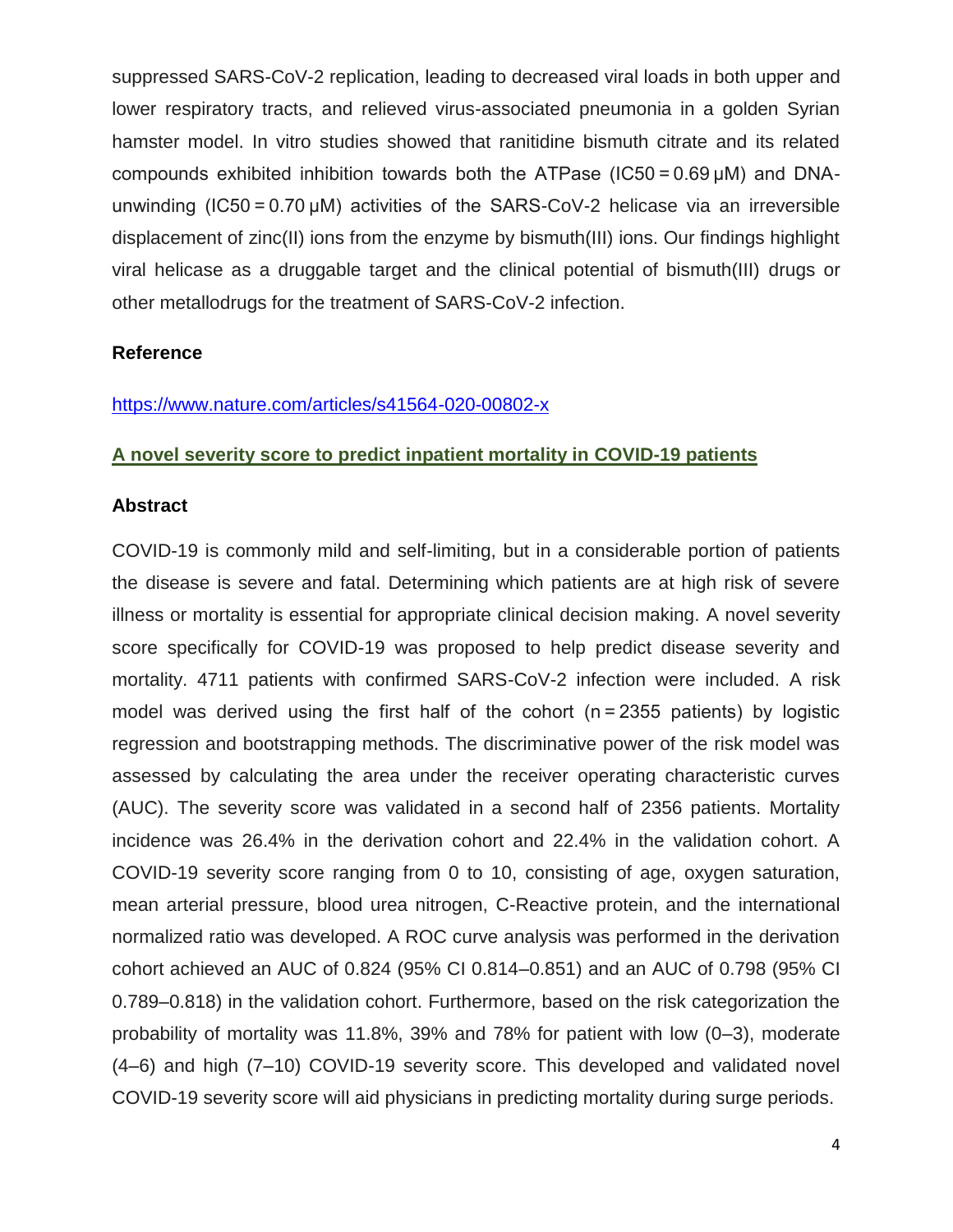suppressed SARS-CoV-2 replication, leading to decreased viral loads in both upper and lower respiratory tracts, and relieved virus-associated pneumonia in a golden Syrian hamster model. In vitro studies showed that ranitidine bismuth citrate and its related compounds exhibited inhibition towards both the ATPase ($IC_{50}$ = 0.69 μM) and DNA-unwinding ($IC_{50}$ = 0.70 μM) activities of the SARS-CoV-2 helicase via an irreversible displacement of zinc(II) ions from the enzyme by bismuth(III) ions. Our findings highlight viral helicase as a druggable target and the clinical potential of bismuth(III) drugs or other metallodrugs for the treatment of SARS-CoV-2 infection.

**Reference**

https://www.nature.com/articles/s41564-020-00802-x

## A novel severity score to predict inpatient mortality in COVID-19 patients

**Abstract**

COVID-19 is commonly mild and self-limiting, but in a considerable portion of patients the disease is severe and fatal. Determining which patients are at high risk of severe illness or mortality is essential for appropriate clinical decision making. A novel severity score specifically for COVID-19 was proposed to help predict disease severity and mortality. 4711 patients with confirmed SARS-CoV-2 infection were included. A risk model was derived using the first half of the cohort (n = 2355 patients) by logistic regression and bootstrapping methods. The discriminative power of the risk model was assessed by calculating the area under the receiver operating characteristic curves (AUC). The severity score was validated in a second half of 2356 patients. Mortality incidence was 26.4% in the derivation cohort and 22.4% in the validation cohort. A COVID-19 severity score ranging from 0 to 10, consisting of age, oxygen saturation, mean arterial pressure, blood urea nitrogen, C-Reactive protein, and the international normalized ratio was developed. A ROC curve analysis was performed in the derivation cohort achieved an AUC of 0.824 (95% CI 0.814–0.851) and an AUC of 0.798 (95% CI 0.789–0.818) in the validation cohort. Furthermore, based on the risk categorization the probability of mortality was 11.8%, 39% and 78% for patient with low (0–3), moderate (4–6) and high (7–10) COVID-19 severity score. This developed and validated novel COVID-19 severity score will aid physicians in predicting mortality during surge periods.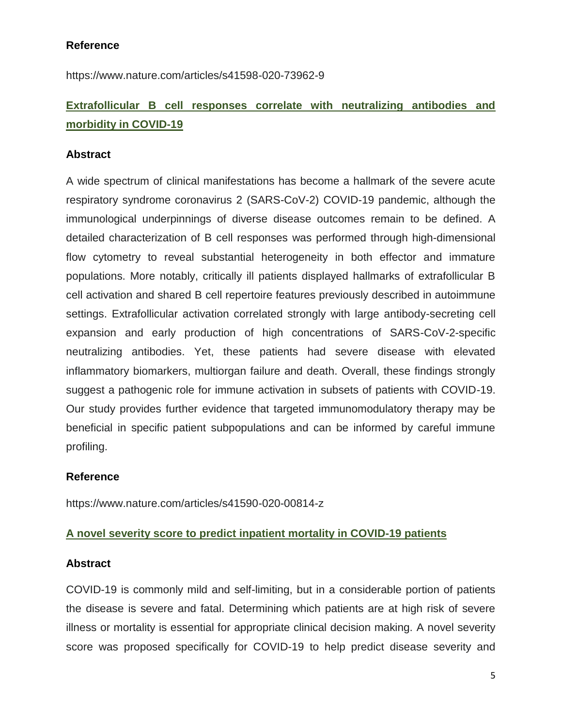**Reference**

https://www.nature.com/articles/s41598-020-73962-9

## [Extrafollicular B cell responses correlate with neutralizing antibodies and morbidity in COVID-19](https://www.nature.com/articles/s41590-020-00814-z)

**Abstract**

A wide spectrum of clinical manifestations has become a hallmark of the severe acute respiratory syndrome coronavirus 2 (SARS-CoV-2) COVID-19 pandemic, although the immunological underpinnings of diverse disease outcomes remain to be defined. A detailed characterization of B cell responses was performed through high-dimensional flow cytometry to reveal substantial heterogeneity in both effector and immature populations. More notably, critically ill patients displayed hallmarks of extrafollicular B cell activation and shared B cell repertoire features previously described in autoimmune settings. Extrafollicular activation correlated strongly with large antibody-secreting cell expansion and early production of high concentrations of SARS-CoV-2-specific neutralizing antibodies. Yet, these patients had severe disease with elevated inflammatory biomarkers, multiorgan failure and death. Overall, these findings strongly suggest a pathogenic role for immune activation in subsets of patients with COVID-19. Our study provides further evidence that targeted immunomodulatory therapy may be beneficial in specific patient subpopulations and can be informed by careful immune profiling.

**Reference**

https://www.nature.com/articles/s41590-020-00814-z

## A novel severity score to predict inpatient mortality in COVID-19 patients

**Abstract**

COVID-19 is commonly mild and self-limiting, but in a considerable portion of patients the disease is severe and fatal. Determining which patients are at high risk of severe illness or mortality is essential for appropriate clinical decision making. A novel severity score was proposed specifically for COVID-19 to help predict disease severity and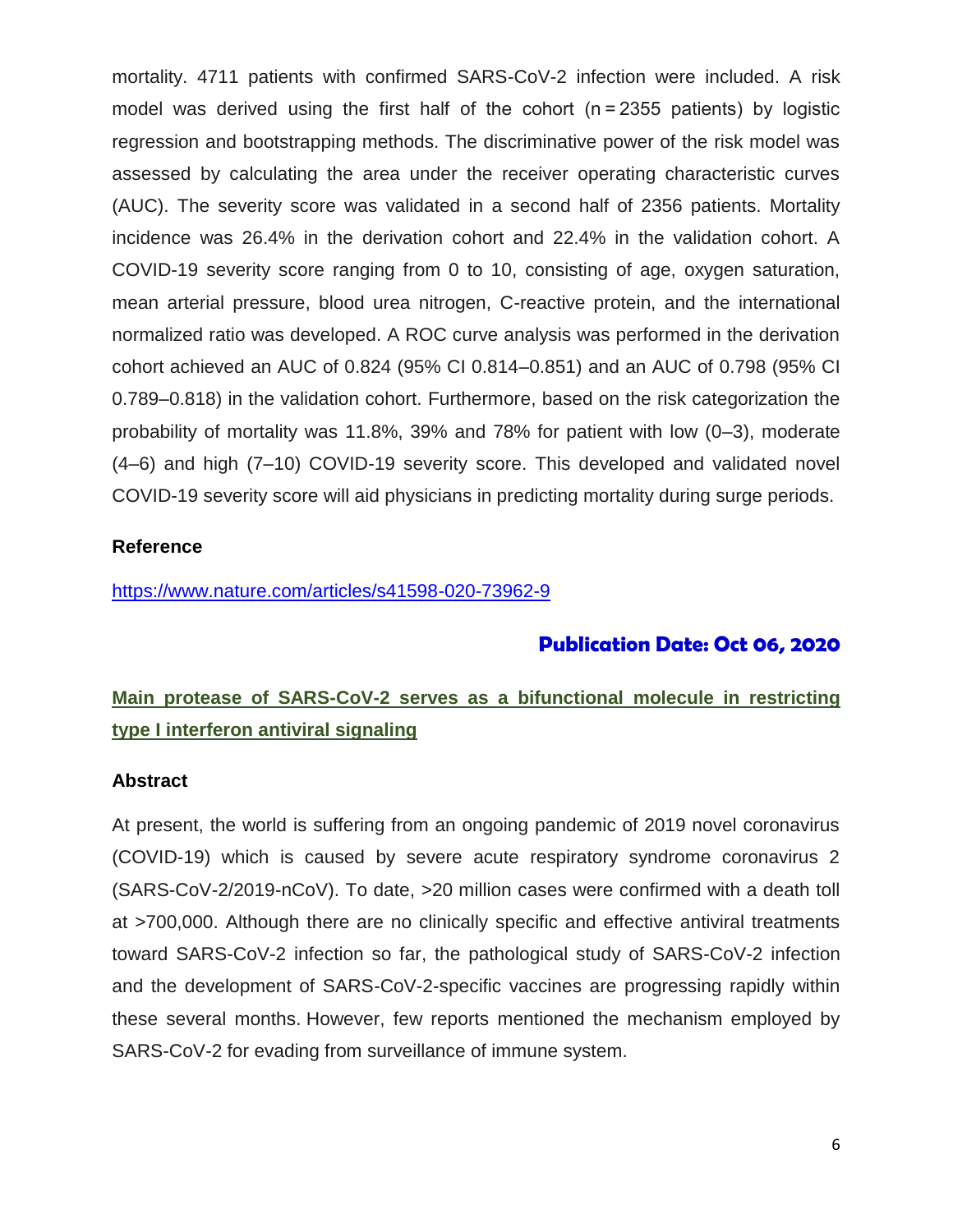mortality. 4711 patients with confirmed SARS-CoV-2 infection were included. A risk model was derived using the first half of the cohort (n = 2355 patients) by logistic regression and bootstrapping methods. The discriminative power of the risk model was assessed by calculating the area under the receiver operating characteristic curves (AUC). The severity score was validated in a second half of 2356 patients. Mortality incidence was 26.4% in the derivation cohort and 22.4% in the validation cohort. A COVID-19 severity score ranging from 0 to 10, consisting of age, oxygen saturation, mean arterial pressure, blood urea nitrogen, C-reactive protein, and the international normalized ratio was developed. A ROC curve analysis was performed in the derivation cohort achieved an AUC of 0.824 (95% CI 0.814–0.851) and an AUC of 0.798 (95% CI 0.789–0.818) in the validation cohort. Furthermore, based on the risk categorization the probability of mortality was 11.8%, 39% and 78% for patient with low (0–3), moderate (4–6) and high (7–10) COVID-19 severity score. This developed and validated novel COVID-19 severity score will aid physicians in predicting mortality during surge periods.

**Reference**

https://www.nature.com/articles/s41598-020-73962-9

**Publication Date: Oct 06, 2020**

## Main protease of SARS-CoV-2 serves as a bifunctional molecule in restricting type I interferon antiviral signaling

**Abstract**

At present, the world is suffering from an ongoing pandemic of 2019 novel coronavirus (COVID-19) which is caused by severe acute respiratory syndrome coronavirus 2 (SARS-CoV-2/2019-nCoV). To date, >20 million cases were confirmed with a death toll at >700,000. Although there are no clinically specific and effective antiviral treatments toward SARS-CoV-2 infection so far, the pathological study of SARS-CoV-2 infection and the development of SARS-CoV-2-specific vaccines are progressing rapidly within these several months. However, few reports mentioned the mechanism employed by SARS-CoV-2 for evading from surveillance of immune system.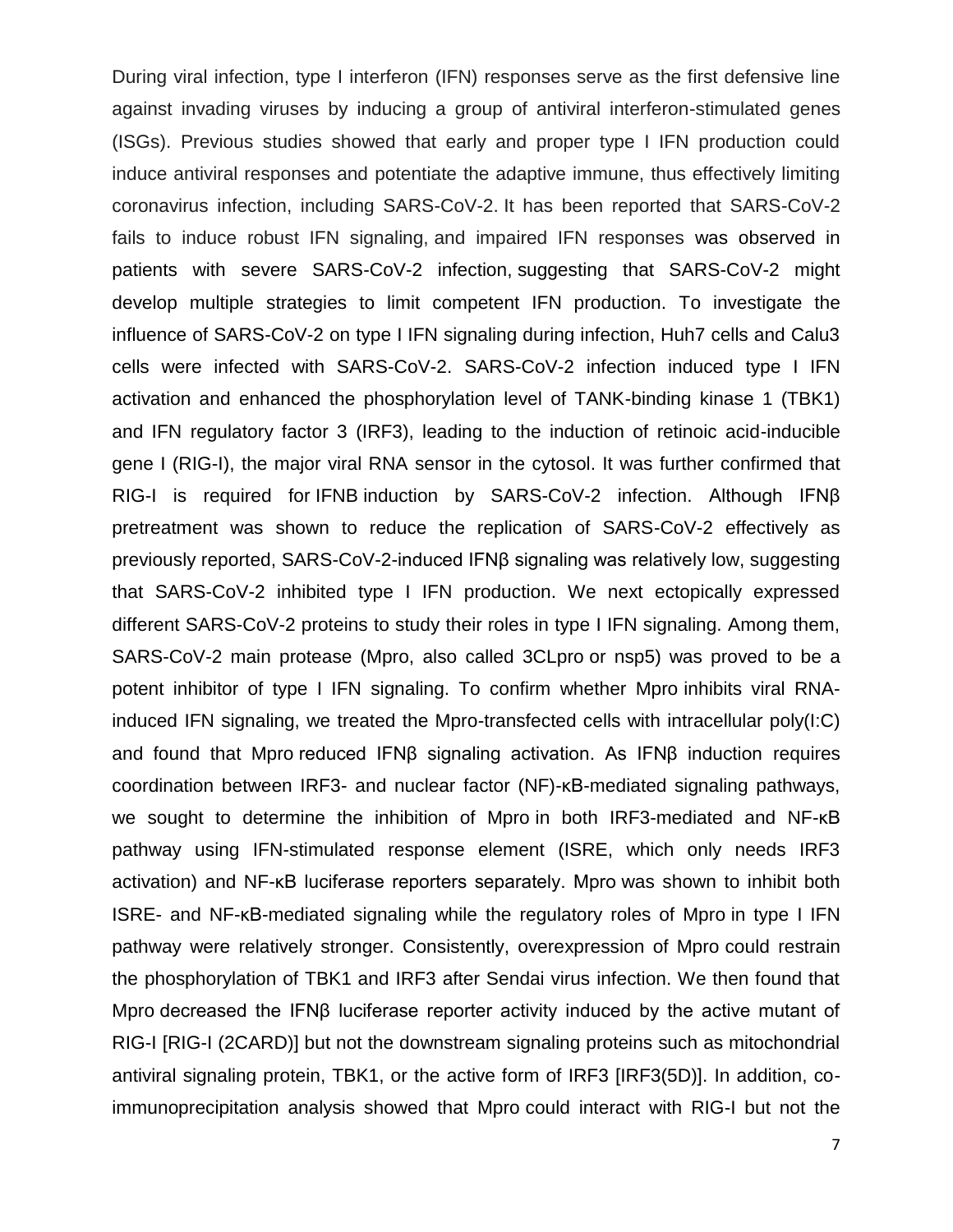During viral infection, type I interferon (IFN) responses serve as the first defensive line against invading viruses by inducing a group of antiviral interferon-stimulated genes (ISGs). Previous studies showed that early and proper type I IFN production could induce antiviral responses and potentiate the adaptive immune, thus effectively limiting coronavirus infection, including SARS-CoV-2. It has been reported that SARS-CoV-2 fails to induce robust IFN signaling, and impaired IFN responses was observed in patients with severe SARS-CoV-2 infection, suggesting that SARS-CoV-2 might develop multiple strategies to limit competent IFN production. To investigate the influence of SARS-CoV-2 on type I IFN signaling during infection, Huh7 cells and Calu3 cells were infected with SARS-CoV-2. SARS-CoV-2 infection induced type I IFN activation and enhanced the phosphorylation level of TANK-binding kinase 1 (TBK1) and IFN regulatory factor 3 (IRF3), leading to the induction of retinoic acid-inducible gene I (RIG-I), the major viral RNA sensor in the cytosol. It was further confirmed that RIG-I is required for IFNB induction by SARS-CoV-2 infection. Although IFNβ pretreatment was shown to reduce the replication of SARS-CoV-2 effectively as previously reported, SARS-CoV-2-induced IFNβ signaling was relatively low, suggesting that SARS-CoV-2 inhibited type I IFN production. We next ectopically expressed different SARS-CoV-2 proteins to study their roles in type I IFN signaling. Among them, SARS-CoV-2 main protease (Mpro, also called 3CLpro or nsp5) was proved to be a potent inhibitor of type I IFN signaling. To confirm whether Mpro inhibits viral RNA-induced IFN signaling, we treated the Mpro-transfected cells with intracellular poly(I:C) and found that Mpro reduced IFNβ signaling activation. As IFNβ induction requires coordination between IRF3- and nuclear factor (NF)-κB-mediated signaling pathways, we sought to determine the inhibition of Mpro in both IRF3-mediated and NF-κB pathway using IFN-stimulated response element (ISRE, which only needs IRF3 activation) and NF-κB luciferase reporters separately. Mpro was shown to inhibit both ISRE- and NF-κB-mediated signaling while the regulatory roles of Mpro in type I IFN pathway were relatively stronger. Consistently, overexpression of Mpro could restrain the phosphorylation of TBK1 and IRF3 after Sendai virus infection. We then found that Mpro decreased the IFNβ luciferase reporter activity induced by the active mutant of RIG-I [RIG-I (2CARD)] but not the downstream signaling proteins such as mitochondrial antiviral signaling protein, TBK1, or the active form of IRF3 [IRF3(5D)]. In addition, co-immunoprecipitation analysis showed that Mpro could interact with RIG-I but not the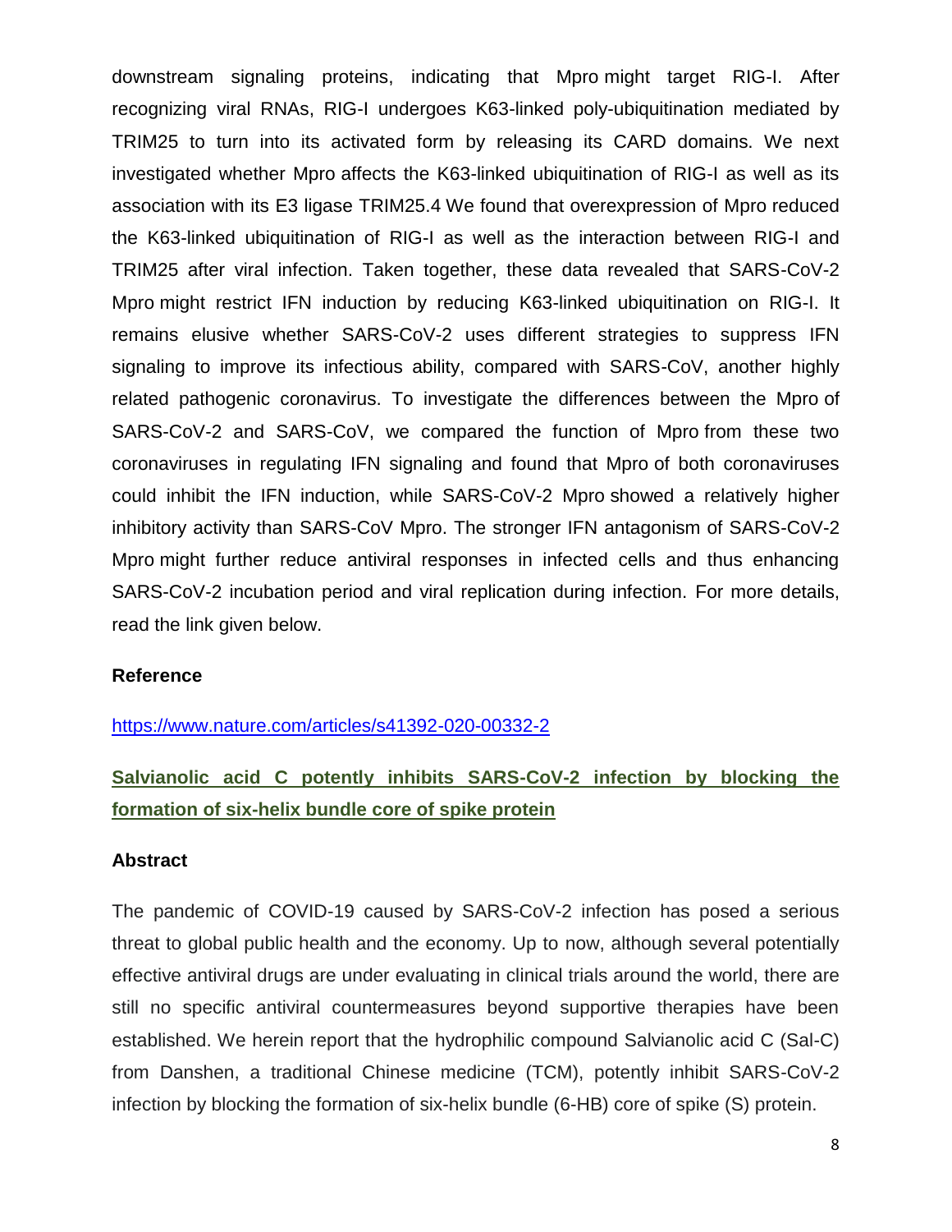downstream signaling proteins, indicating that Mpro might target RIG-I. After recognizing viral RNAs, RIG-I undergoes K63-linked poly-ubiquitination mediated by TRIM25 to turn into its activated form by releasing its CARD domains. We next investigated whether Mpro affects the K63-linked ubiquitination of RIG-I as well as its association with its E3 ligase TRIM25.4 We found that overexpression of Mpro reduced the K63-linked ubiquitination of RIG-I as well as the interaction between RIG-I and TRIM25 after viral infection. Taken together, these data revealed that SARS-CoV-2 Mpro might restrict IFN induction by reducing K63-linked ubiquitination on RIG-I. It remains elusive whether SARS-CoV-2 uses different strategies to suppress IFN signaling to improve its infectious ability, compared with SARS-CoV, another highly related pathogenic coronavirus. To investigate the differences between the Mpro of SARS-CoV-2 and SARS-CoV, we compared the function of Mpro from these two coronaviruses in regulating IFN signaling and found that Mpro of both coronaviruses could inhibit the IFN induction, while SARS-CoV-2 Mpro showed a relatively higher inhibitory activity than SARS-CoV Mpro. The stronger IFN antagonism of SARS-CoV-2 Mpro might further reduce antiviral responses in infected cells and thus enhancing SARS-CoV-2 incubation period and viral replication during infection. For more details, read the link given below.

**Reference**

https://www.nature.com/articles/s41392-020-00332-2

## Salvianolic acid C potently inhibits SARS-CoV-2 infection by blocking the formation of six-helix bundle core of spike protein

**Abstract**

The pandemic of COVID-19 caused by SARS-CoV-2 infection has posed a serious threat to global public health and the economy. Up to now, although several potentially effective antiviral drugs are under evaluating in clinical trials around the world, there are still no specific antiviral countermeasures beyond supportive therapies have been established. We herein report that the hydrophilic compound Salvianolic acid C (Sal-C) from Danshen, a traditional Chinese medicine (TCM), potently inhibit SARS-CoV-2 infection by blocking the formation of six-helix bundle (6-HB) core of spike (S) protein.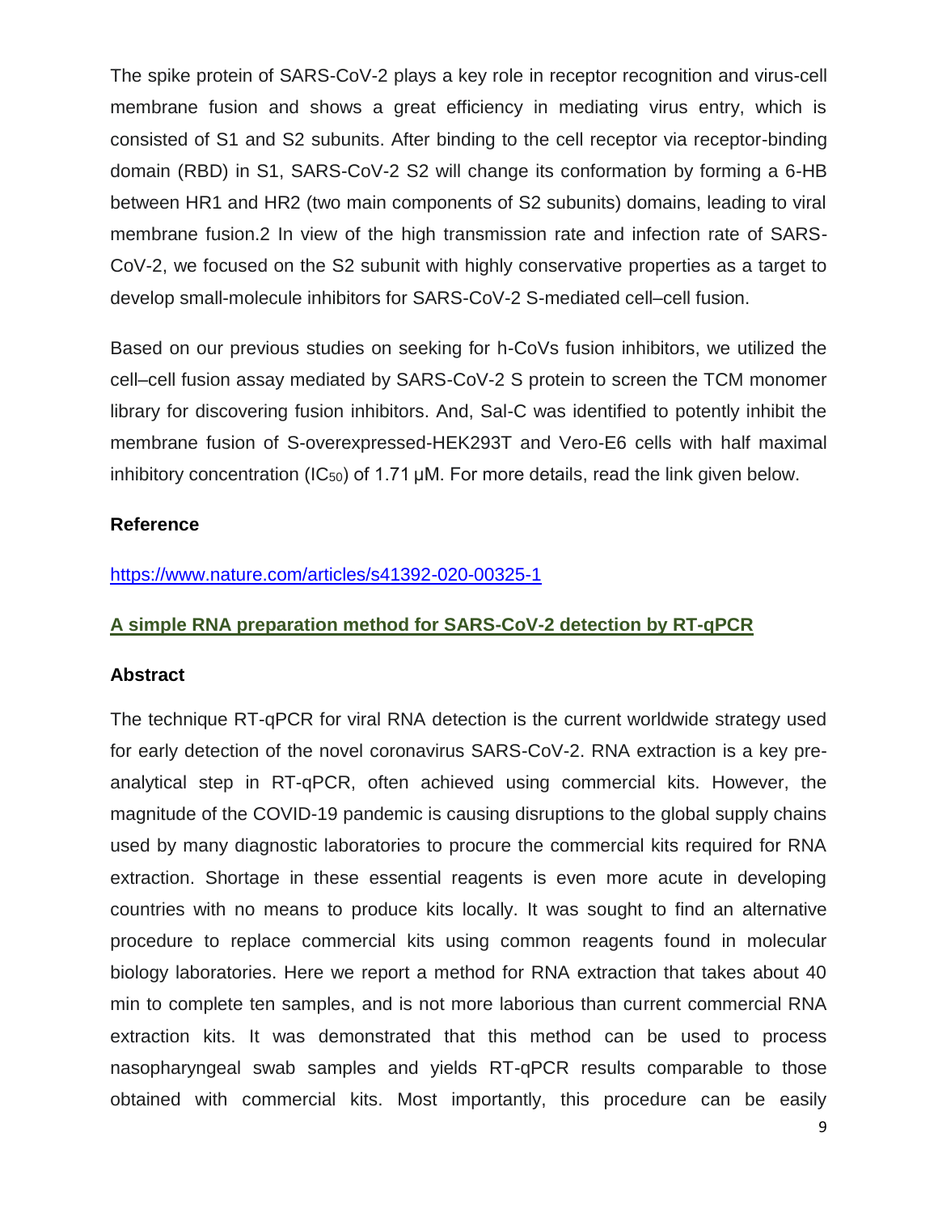The spike protein of SARS-CoV-2 plays a key role in receptor recognition and virus-cell membrane fusion and shows a great efficiency in mediating virus entry, which is consisted of S1 and S2 subunits. After binding to the cell receptor via receptor-binding domain (RBD) in S1, SARS-CoV-2 S2 will change its conformation by forming a 6-HB between HR1 and HR2 (two main components of S2 subunits) domains, leading to viral membrane fusion.2 In view of the high transmission rate and infection rate of SARS-CoV-2, we focused on the S2 subunit with highly conservative properties as a target to develop small-molecule inhibitors for SARS-CoV-2 S-mediated cell–cell fusion.

Based on our previous studies on seeking for h-CoVs fusion inhibitors, we utilized the cell–cell fusion assay mediated by SARS-CoV-2 S protein to screen the TCM monomer library for discovering fusion inhibitors. And, Sal-C was identified to potently inhibit the membrane fusion of S-overexpressed-HEK293T and Vero-E6 cells with half maximal inhibitory concentration ($IC_{50}$) of 1.71 μM. For more details, read the link given below.

**Reference**

https://www.nature.com/articles/s41392-020-00325-1

## A simple RNA preparation method for SARS-CoV-2 detection by RT-qPCR

**Abstract**

The technique RT-qPCR for viral RNA detection is the current worldwide strategy used for early detection of the novel coronavirus SARS-CoV-2. RNA extraction is a key pre-analytical step in RT-qPCR, often achieved using commercial kits. However, the magnitude of the COVID-19 pandemic is causing disruptions to the global supply chains used by many diagnostic laboratories to procure the commercial kits required for RNA extraction. Shortage in these essential reagents is even more acute in developing countries with no means to produce kits locally. It was sought to find an alternative procedure to replace commercial kits using common reagents found in molecular biology laboratories. Here we report a method for RNA extraction that takes about 40 min to complete ten samples, and is not more laborious than current commercial RNA extraction kits. It was demonstrated that this method can be used to process nasopharyngeal swab samples and yields RT-qPCR results comparable to those obtained with commercial kits. Most importantly, this procedure can be easily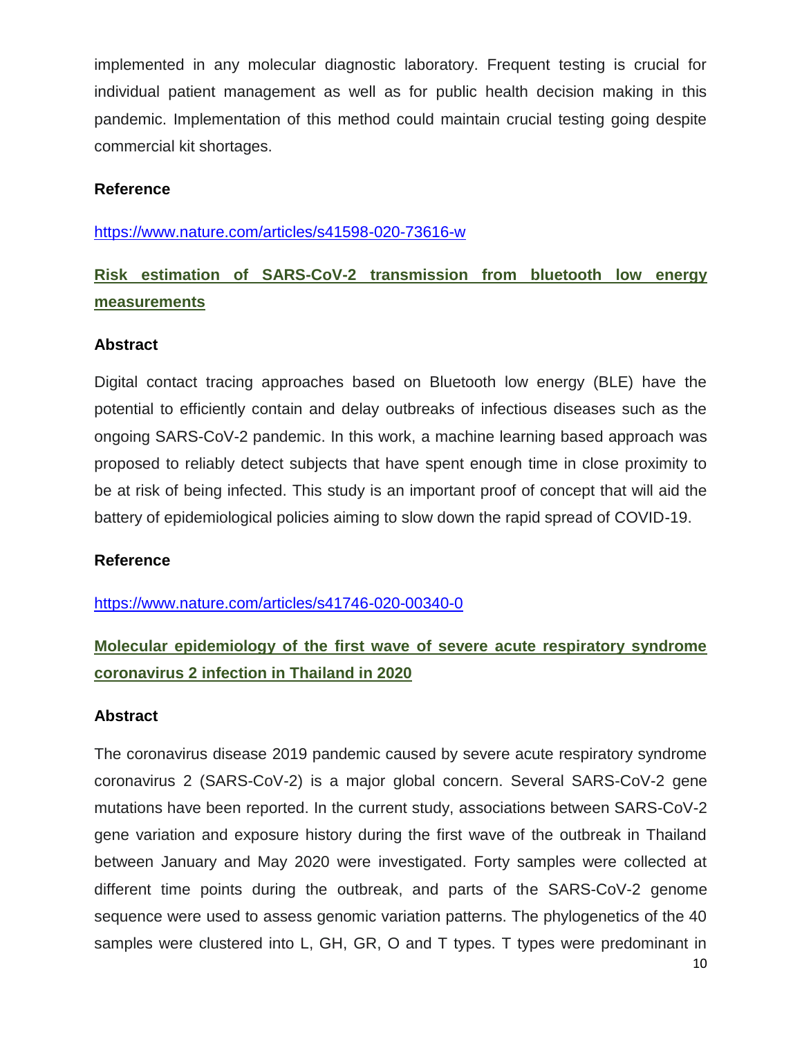implemented in any molecular diagnostic laboratory. Frequent testing is crucial for individual patient management as well as for public health decision making in this pandemic. Implementation of this method could maintain crucial testing going despite commercial kit shortages.

**Reference**

https://www.nature.com/articles/s41598-020-73616-w

## Risk estimation of SARS-CoV-2 transmission from bluetooth low energy measurements

**Abstract**

Digital contact tracing approaches based on Bluetooth low energy (BLE) have the potential to efficiently contain and delay outbreaks of infectious diseases such as the ongoing SARS-CoV-2 pandemic. In this work, a machine learning based approach was proposed to reliably detect subjects that have spent enough time in close proximity to be at risk of being infected. This study is an important proof of concept that will aid the battery of epidemiological policies aiming to slow down the rapid spread of COVID-19.

**Reference**

https://www.nature.com/articles/s41746-020-00340-0

## Molecular epidemiology of the first wave of severe acute respiratory syndrome coronavirus 2 infection in Thailand in 2020

**Abstract**

The coronavirus disease 2019 pandemic caused by severe acute respiratory syndrome coronavirus 2 (SARS-CoV-2) is a major global concern. Several SARS-CoV-2 gene mutations have been reported. In the current study, associations between SARS-CoV-2 gene variation and exposure history during the first wave of the outbreak in Thailand between January and May 2020 were investigated. Forty samples were collected at different time points during the outbreak, and parts of the SARS-CoV-2 genome sequence were used to assess genomic variation patterns. The phylogenetics of the 40 samples were clustered into L, GH, GR, O and T types. T types were predominant in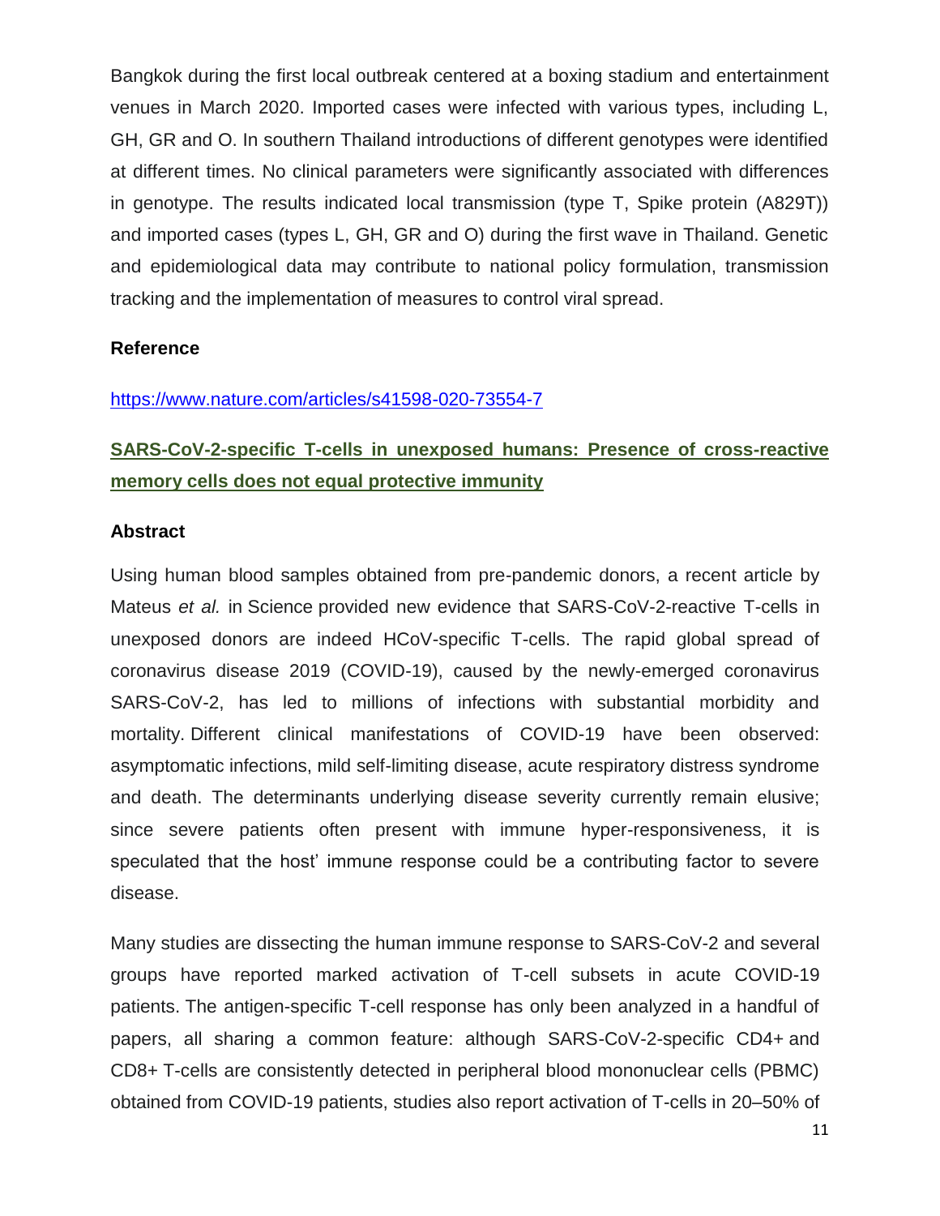Bangkok during the first local outbreak centered at a boxing stadium and entertainment venues in March 2020. Imported cases were infected with various types, including L, GH, GR and O. In southern Thailand introductions of different genotypes were identified at different times. No clinical parameters were significantly associated with differences in genotype. The results indicated local transmission (type T, Spike protein (A829T)) and imported cases (types L, GH, GR and O) during the first wave in Thailand. Genetic and epidemiological data may contribute to national policy formulation, transmission tracking and the implementation of measures to control viral spread.

**Reference**

https://www.nature.com/articles/s41598-020-73554-7

## SARS-CoV-2-specific T-cells in unexposed humans: Presence of cross-reactive memory cells does not equal protective immunity

**Abstract**

Using human blood samples obtained from pre-pandemic donors, a recent article by Mateus *et al.* in Science provided new evidence that SARS-CoV-2-reactive T-cells in unexposed donors are indeed HCoV-specific T-cells. The rapid global spread of coronavirus disease 2019 (COVID-19), caused by the newly-emerged coronavirus SARS-CoV-2, has led to millions of infections with substantial morbidity and mortality. Different clinical manifestations of COVID-19 have been observed: asymptomatic infections, mild self-limiting disease, acute respiratory distress syndrome and death. The determinants underlying disease severity currently remain elusive; since severe patients often present with immune hyper-responsiveness, it is speculated that the host' immune response could be a contributing factor to severe disease.

Many studies are dissecting the human immune response to SARS-CoV-2 and several groups have reported marked activation of T-cell subsets in acute COVID-19 patients. The antigen-specific T-cell response has only been analyzed in a handful of papers, all sharing a common feature: although SARS-CoV-2-specific CD4+ and CD8+ T-cells are consistently detected in peripheral blood mononuclear cells (PBMC) obtained from COVID-19 patients, studies also report activation of T-cells in 20–50% of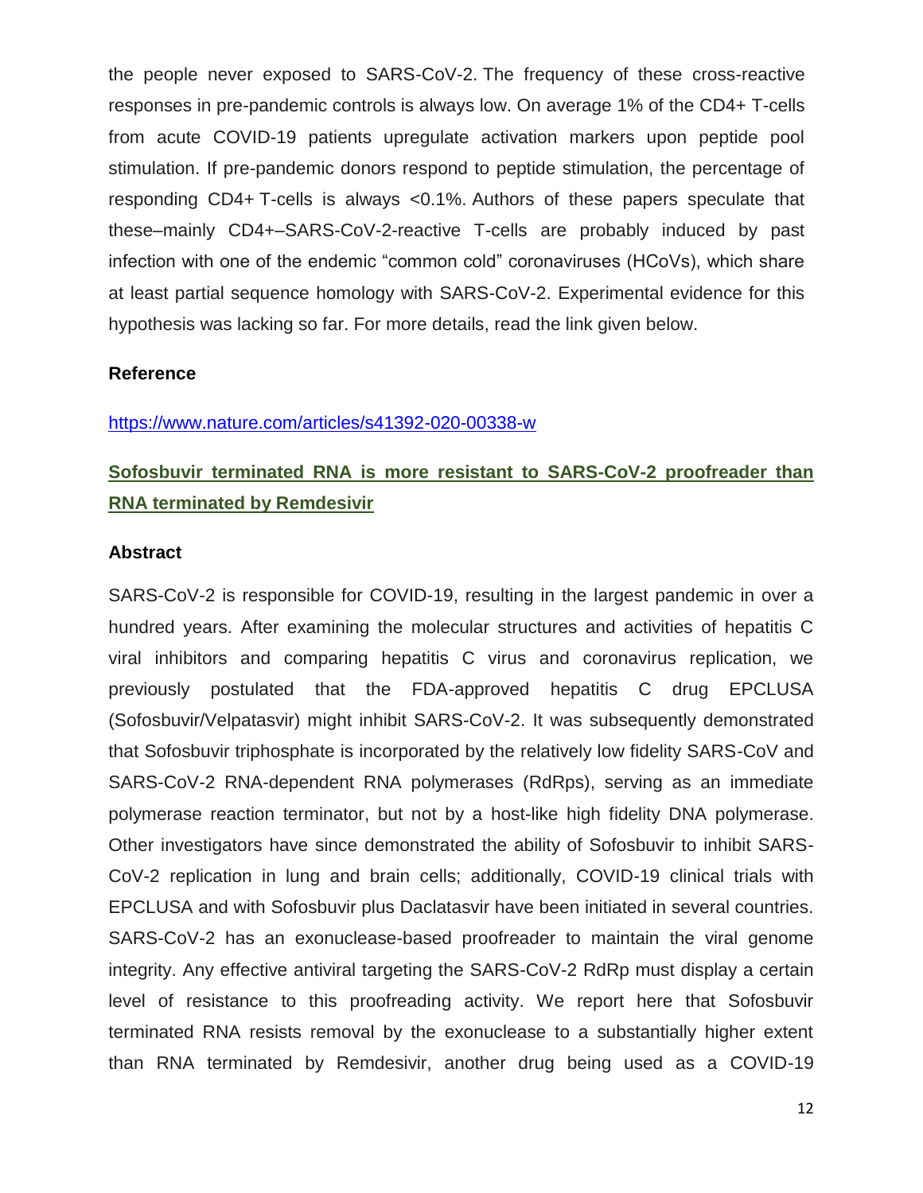the people never exposed to SARS-CoV-2. The frequency of these cross-reactive responses in pre-pandemic controls is always low. On average 1% of the CD4+ T-cells from acute COVID-19 patients upregulate activation markers upon peptide pool stimulation. If pre-pandemic donors respond to peptide stimulation, the percentage of responding CD4+ T-cells is always <0.1%. Authors of these papers speculate that these–mainly CD4+–SARS-CoV-2-reactive T-cells are probably induced by past infection with one of the endemic "common cold" coronaviruses (HCoVs), which share at least partial sequence homology with SARS-CoV-2. Experimental evidence for this hypothesis was lacking so far. For more details, read the link given below.

**Reference**

https://www.nature.com/articles/s41392-020-00338-w

## Sofosbuvir terminated RNA is more resistant to SARS-CoV-2 proofreader than RNA terminated by Remdesivir

**Abstract**

SARS-CoV-2 is responsible for COVID-19, resulting in the largest pandemic in over a hundred years. After examining the molecular structures and activities of hepatitis C viral inhibitors and comparing hepatitis C virus and coronavirus replication, we previously postulated that the FDA-approved hepatitis C drug EPCLUSA (Sofosbuvir/Velpatasvir) might inhibit SARS-CoV-2. It was subsequently demonstrated that Sofosbuvir triphosphate is incorporated by the relatively low fidelity SARS-CoV and SARS-CoV-2 RNA-dependent RNA polymerases (RdRps), serving as an immediate polymerase reaction terminator, but not by a host-like high fidelity DNA polymerase. Other investigators have since demonstrated the ability of Sofosbuvir to inhibit SARS-CoV-2 replication in lung and brain cells; additionally, COVID-19 clinical trials with EPCLUSA and with Sofosbuvir plus Daclatasvir have been initiated in several countries. SARS-CoV-2 has an exonuclease-based proofreader to maintain the viral genome integrity. Any effective antiviral targeting the SARS-CoV-2 RdRp must display a certain level of resistance to this proofreading activity. We report here that Sofosbuvir terminated RNA resists removal by the exonuclease to a substantially higher extent than RNA terminated by Remdesivir, another drug being used as a COVID-19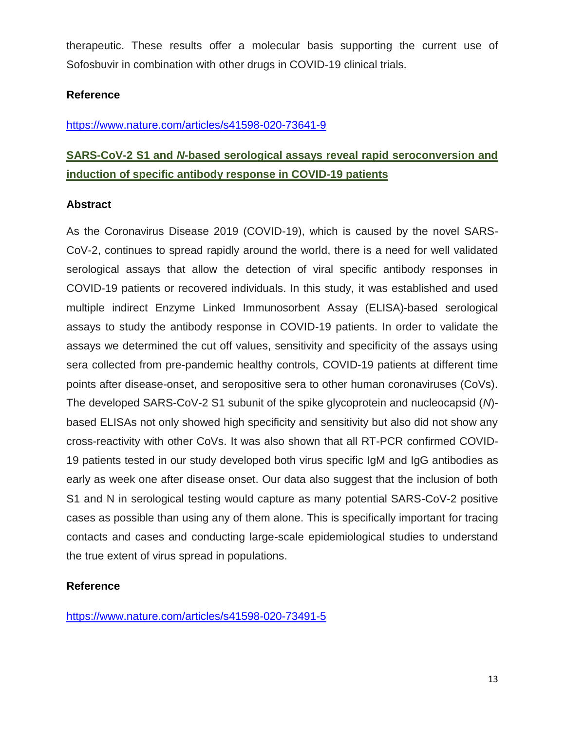therapeutic. These results offer a molecular basis supporting the current use of Sofosbuvir in combination with other drugs in COVID-19 clinical trials.

**Reference**

https://www.nature.com/articles/s41598-020-73641-9

## SARS-CoV-2 S1 and *N*-based serological assays reveal rapid seroconversion and induction of specific antibody response in COVID-19 patients

**Abstract**

As the Coronavirus Disease 2019 (COVID-19), which is caused by the novel SARS-CoV-2, continues to spread rapidly around the world, there is a need for well validated serological assays that allow the detection of viral specific antibody responses in COVID-19 patients or recovered individuals. In this study, it was established and used multiple indirect Enzyme Linked Immunosorbent Assay (ELISA)-based serological assays to study the antibody response in COVID-19 patients. In order to validate the assays we determined the cut off values, sensitivity and specificity of the assays using sera collected from pre-pandemic healthy controls, COVID-19 patients at different time points after disease-onset, and seropositive sera to other human coronaviruses (CoVs). The developed SARS-CoV-2 S1 subunit of the spike glycoprotein and nucleocapsid (*N*)-based ELISAs not only showed high specificity and sensitivity but also did not show any cross-reactivity with other CoVs. It was also shown that all RT-PCR confirmed COVID-19 patients tested in our study developed both virus specific IgM and IgG antibodies as early as week one after disease onset. Our data also suggest that the inclusion of both S1 and N in serological testing would capture as many potential SARS-CoV-2 positive cases as possible than using any of them alone. This is specifically important for tracing contacts and cases and conducting large-scale epidemiological studies to understand the true extent of virus spread in populations.

**Reference**

https://www.nature.com/articles/s41598-020-73491-5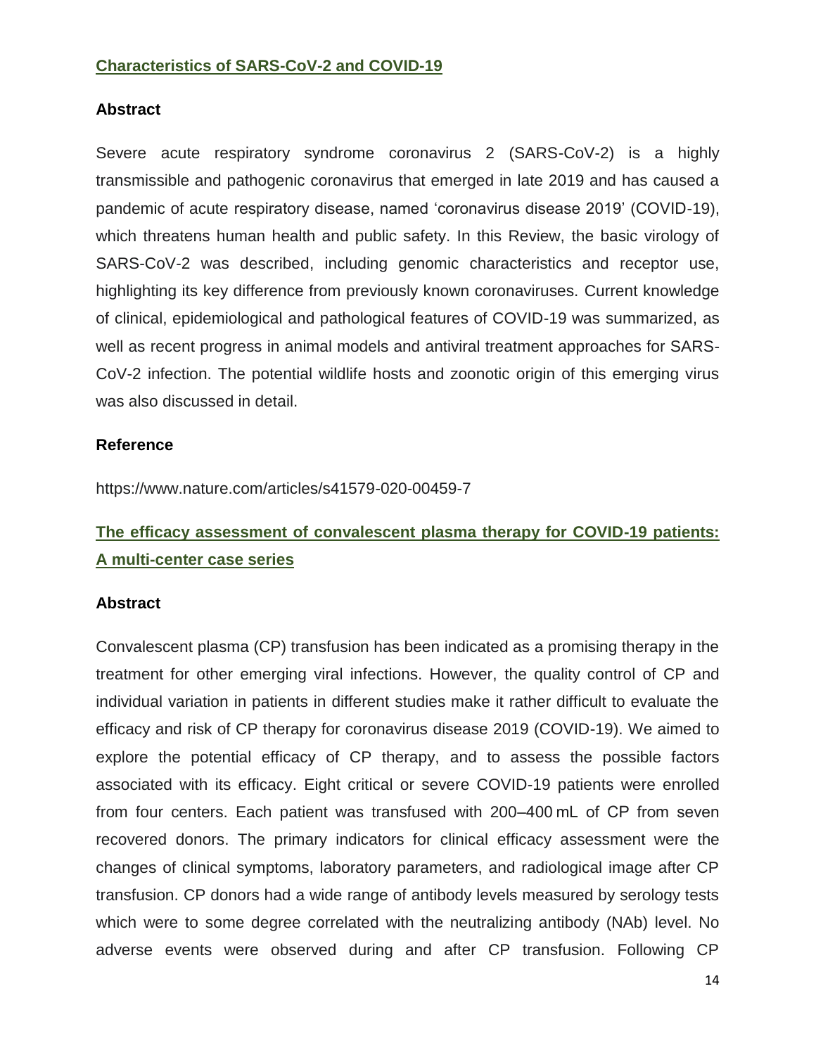## Characteristics of SARS-CoV-2 and COVID-19

### Abstract

Severe acute respiratory syndrome coronavirus 2 (SARS-CoV-2) is a highly transmissible and pathogenic coronavirus that emerged in late 2019 and has caused a pandemic of acute respiratory disease, named 'coronavirus disease 2019' (COVID-19), which threatens human health and public safety. In this Review, the basic virology of SARS-CoV-2 was described, including genomic characteristics and receptor use, highlighting its key difference from previously known coronaviruses. Current knowledge of clinical, epidemiological and pathological features of COVID-19 was summarized, as well as recent progress in animal models and antiviral treatment approaches for SARS-CoV-2 infection. The potential wildlife hosts and zoonotic origin of this emerging virus was also discussed in detail.

### Reference

https://www.nature.com/articles/s41579-020-00459-7

## The efficacy assessment of convalescent plasma therapy for COVID-19 patients: A multi-center case series

### Abstract

Convalescent plasma (CP) transfusion has been indicated as a promising therapy in the treatment for other emerging viral infections. However, the quality control of CP and individual variation in patients in different studies make it rather difficult to evaluate the efficacy and risk of CP therapy for coronavirus disease 2019 (COVID-19). We aimed to explore the potential efficacy of CP therapy, and to assess the possible factors associated with its efficacy. Eight critical or severe COVID-19 patients were enrolled from four centers. Each patient was transfused with 200–400 mL of CP from seven recovered donors. The primary indicators for clinical efficacy assessment were the changes of clinical symptoms, laboratory parameters, and radiological image after CP transfusion. CP donors had a wide range of antibody levels measured by serology tests which were to some degree correlated with the neutralizing antibody (NAb) level. No adverse events were observed during and after CP transfusion. Following CP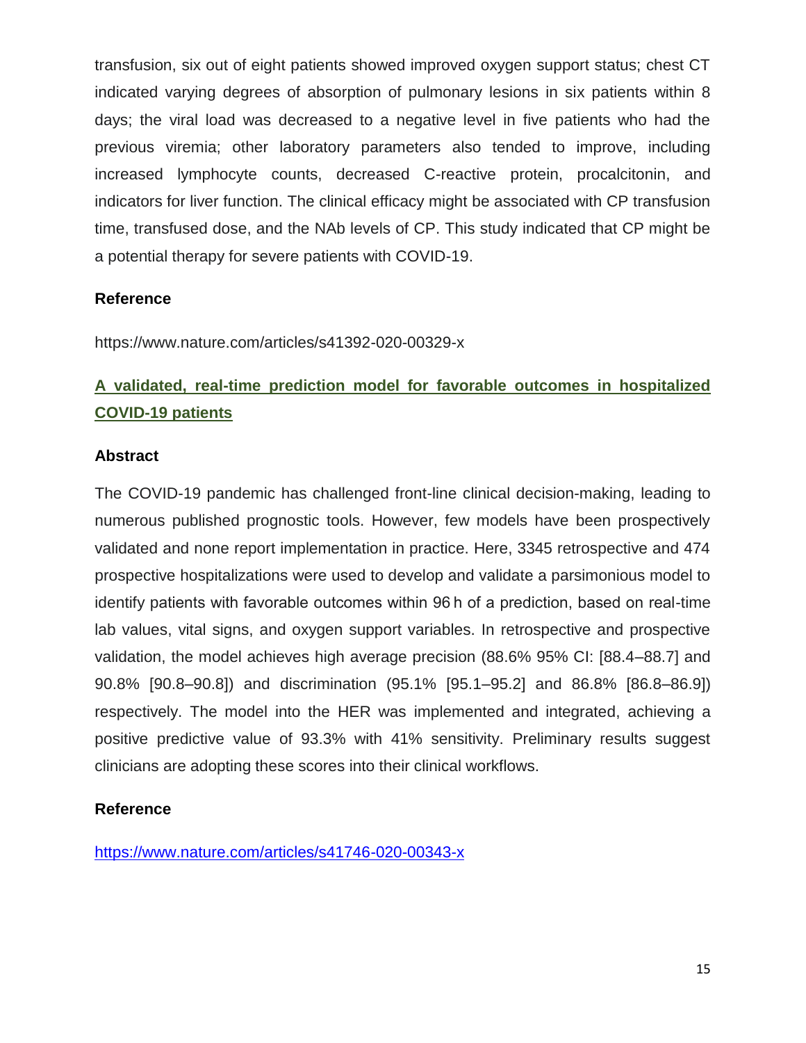transfusion, six out of eight patients showed improved oxygen support status; chest CT indicated varying degrees of absorption of pulmonary lesions in six patients within 8 days; the viral load was decreased to a negative level in five patients who had the previous viremia; other laboratory parameters also tended to improve, including increased lymphocyte counts, decreased C-reactive protein, procalcitonin, and indicators for liver function. The clinical efficacy might be associated with CP transfusion time, transfused dose, and the NAb levels of CP. This study indicated that CP might be a potential therapy for severe patients with COVID-19.

**Reference**

https://www.nature.com/articles/s41392-020-00329-x

## A validated, real-time prediction model for favorable outcomes in hospitalized COVID-19 patients

**Abstract**

The COVID-19 pandemic has challenged front-line clinical decision-making, leading to numerous published prognostic tools. However, few models have been prospectively validated and none report implementation in practice. Here, 3345 retrospective and 474 prospective hospitalizations were used to develop and validate a parsimonious model to identify patients with favorable outcomes within 96 h of a prediction, based on real-time lab values, vital signs, and oxygen support variables. In retrospective and prospective validation, the model achieves high average precision (88.6% 95% CI: [88.4–88.7] and 90.8% [90.8–90.8]) and discrimination (95.1% [95.1–95.2] and 86.8% [86.8–86.9]) respectively. The model into the HER was implemented and integrated, achieving a positive predictive value of 93.3% with 41% sensitivity. Preliminary results suggest clinicians are adopting these scores into their clinical workflows.

**Reference**

https://www.nature.com/articles/s41746-020-00343-x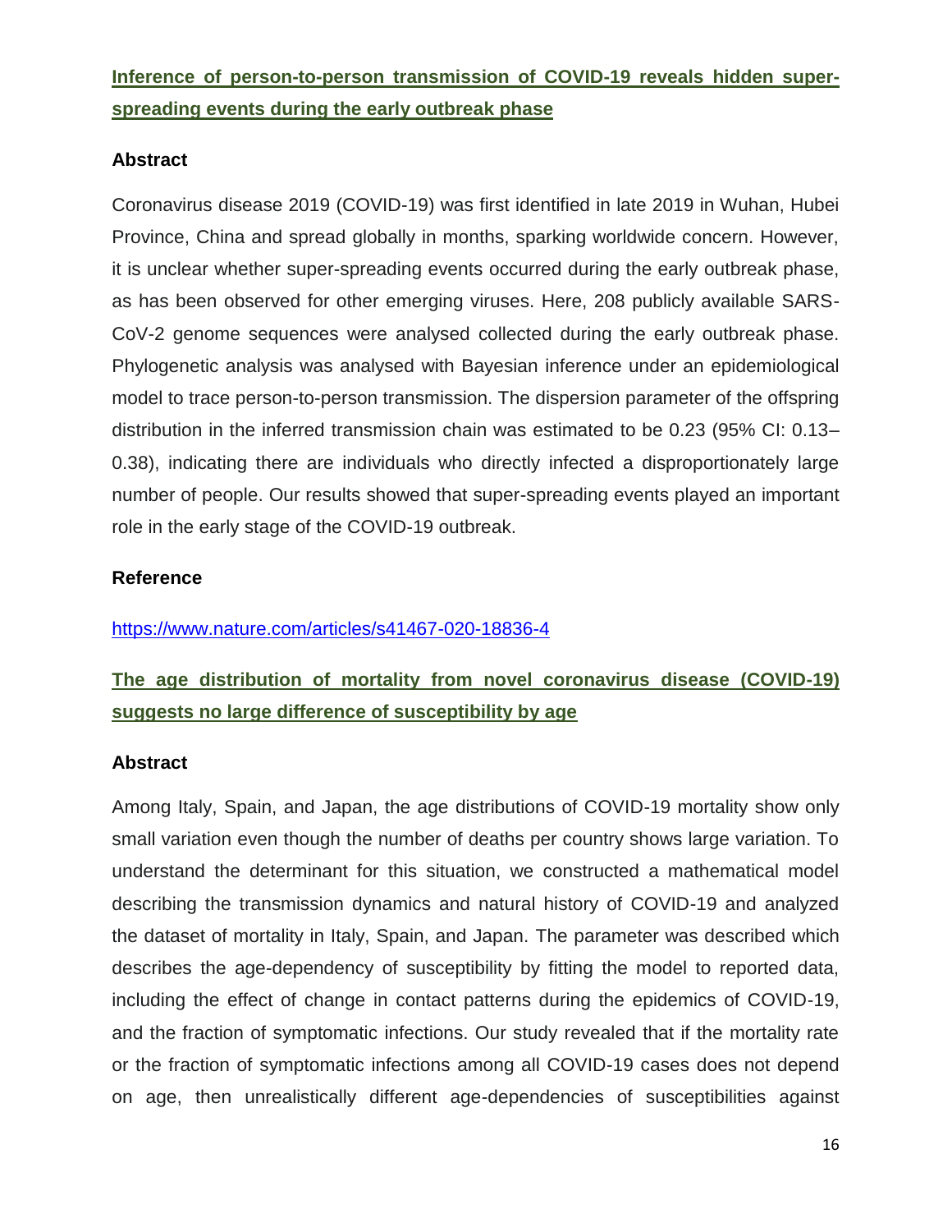## Inference of person-to-person transmission of COVID-19 reveals hidden super-spreading events during the early outbreak phase

### Abstract

Coronavirus disease 2019 (COVID-19) was first identified in late 2019 in Wuhan, Hubei Province, China and spread globally in months, sparking worldwide concern. However, it is unclear whether super-spreading events occurred during the early outbreak phase, as has been observed for other emerging viruses. Here, 208 publicly available SARS-CoV-2 genome sequences were analysed collected during the early outbreak phase. Phylogenetic analysis was analysed with Bayesian inference under an epidemiological model to trace person-to-person transmission. The dispersion parameter of the offspring distribution in the inferred transmission chain was estimated to be 0.23 (95% CI: 0.13–0.38), indicating there are individuals who directly infected a disproportionately large number of people. Our results showed that super-spreading events played an important role in the early stage of the COVID-19 outbreak.

### Reference

https://www.nature.com/articles/s41467-020-18836-4

## The age distribution of mortality from novel coronavirus disease (COVID-19) suggests no large difference of susceptibility by age

### Abstract

Among Italy, Spain, and Japan, the age distributions of COVID-19 mortality show only small variation even though the number of deaths per country shows large variation. To understand the determinant for this situation, we constructed a mathematical model describing the transmission dynamics and natural history of COVID-19 and analyzed the dataset of mortality in Italy, Spain, and Japan. The parameter was described which describes the age-dependency of susceptibility by fitting the model to reported data, including the effect of change in contact patterns during the epidemics of COVID-19, and the fraction of symptomatic infections. Our study revealed that if the mortality rate or the fraction of symptomatic infections among all COVID-19 cases does not depend on age, then unrealistically different age-dependencies of susceptibilities against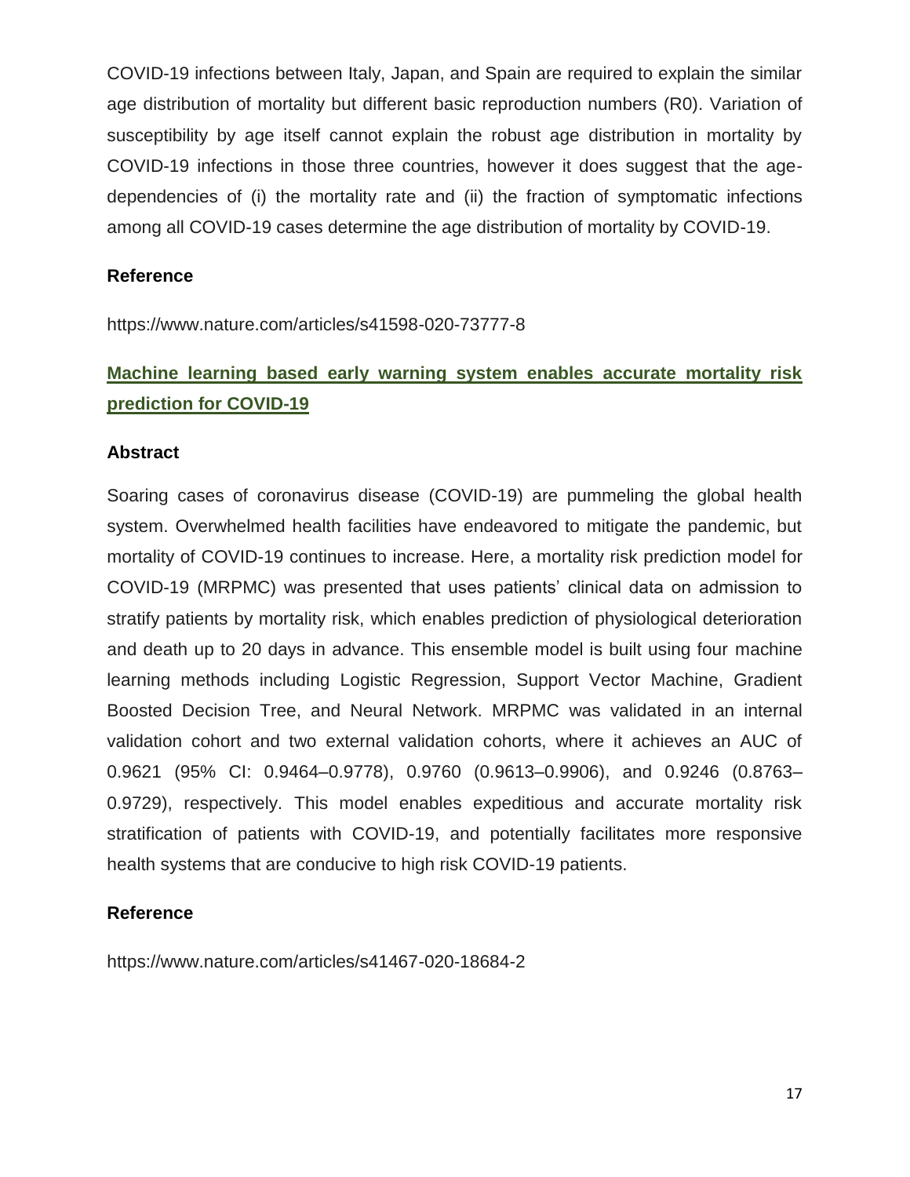COVID-19 infections between Italy, Japan, and Spain are required to explain the similar age distribution of mortality but different basic reproduction numbers (R0). Variation of susceptibility by age itself cannot explain the robust age distribution in mortality by COVID-19 infections in those three countries, however it does suggest that the age-dependencies of (i) the mortality rate and (ii) the fraction of symptomatic infections among all COVID-19 cases determine the age distribution of mortality by COVID-19.

### Reference

https://www.nature.com/articles/s41598-020-73777-8

## Machine learning based early warning system enables accurate mortality risk prediction for COVID-19

### Abstract

Soaring cases of coronavirus disease (COVID-19) are pummeling the global health system. Overwhelmed health facilities have endeavored to mitigate the pandemic, but mortality of COVID-19 continues to increase. Here, a mortality risk prediction model for COVID-19 (MRPMC) was presented that uses patients' clinical data on admission to stratify patients by mortality risk, which enables prediction of physiological deterioration and death up to 20 days in advance. This ensemble model is built using four machine learning methods including Logistic Regression, Support Vector Machine, Gradient Boosted Decision Tree, and Neural Network. MRPMC was validated in an internal validation cohort and two external validation cohorts, where it achieves an AUC of 0.9621 (95% CI: 0.9464–0.9778), 0.9760 (0.9613–0.9906), and 0.9246 (0.8763–0.9729), respectively. This model enables expeditious and accurate mortality risk stratification of patients with COVID-19, and potentially facilitates more responsive health systems that are conducive to high risk COVID-19 patients.

### Reference

https://www.nature.com/articles/s41467-020-18684-2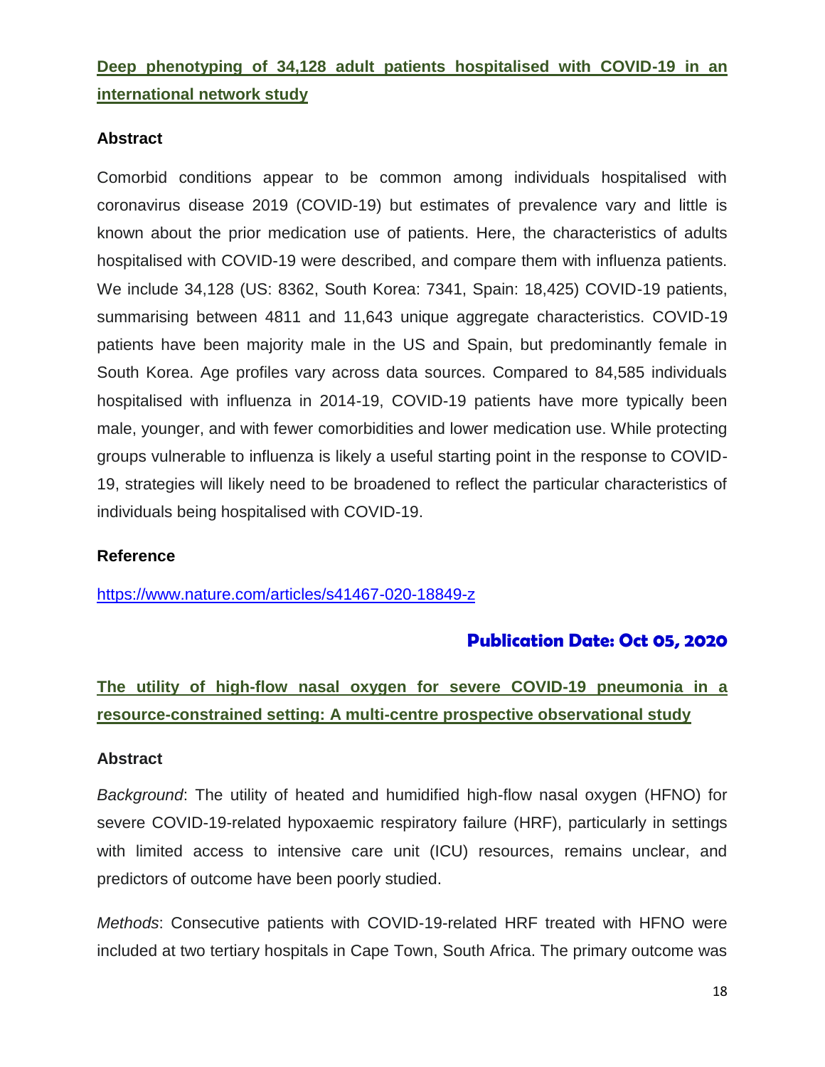## [Deep phenotyping of 34,128 adult patients hospitalised with COVID-19 in an international network study](https://www.nature.com/articles/s41467-020-18849-z)

### Abstract

Comorbid conditions appear to be common among individuals hospitalised with coronavirus disease 2019 (COVID-19) but estimates of prevalence vary and little is known about the prior medication use of patients. Here, the characteristics of adults hospitalised with COVID-19 were described, and compare them with influenza patients. We include 34,128 (US: 8362, South Korea: 7341, Spain: 18,425) COVID-19 patients, summarising between 4811 and 11,643 unique aggregate characteristics. COVID-19 patients have been majority male in the US and Spain, but predominantly female in South Korea. Age profiles vary across data sources. Compared to 84,585 individuals hospitalised with influenza in 2014-19, COVID-19 patients have more typically been male, younger, and with fewer comorbidities and lower medication use. While protecting groups vulnerable to influenza is likely a useful starting point in the response to COVID-19, strategies will likely need to be broadened to reflect the particular characteristics of individuals being hospitalised with COVID-19.

### Reference

https://www.nature.com/articles/s41467-020-18849-z

**Publication Date: Oct 05, 2020**

## The utility of high-flow nasal oxygen for severe COVID-19 pneumonia in a resource-constrained setting: A multi-centre prospective observational study

### Abstract

*Background*: The utility of heated and humidified high-flow nasal oxygen (HFNO) for severe COVID-19-related hypoxaemic respiratory failure (HRF), particularly in settings with limited access to intensive care unit (ICU) resources, remains unclear, and predictors of outcome have been poorly studied.

*Methods*: Consecutive patients with COVID-19-related HRF treated with HFNO were included at two tertiary hospitals in Cape Town, South Africa. The primary outcome was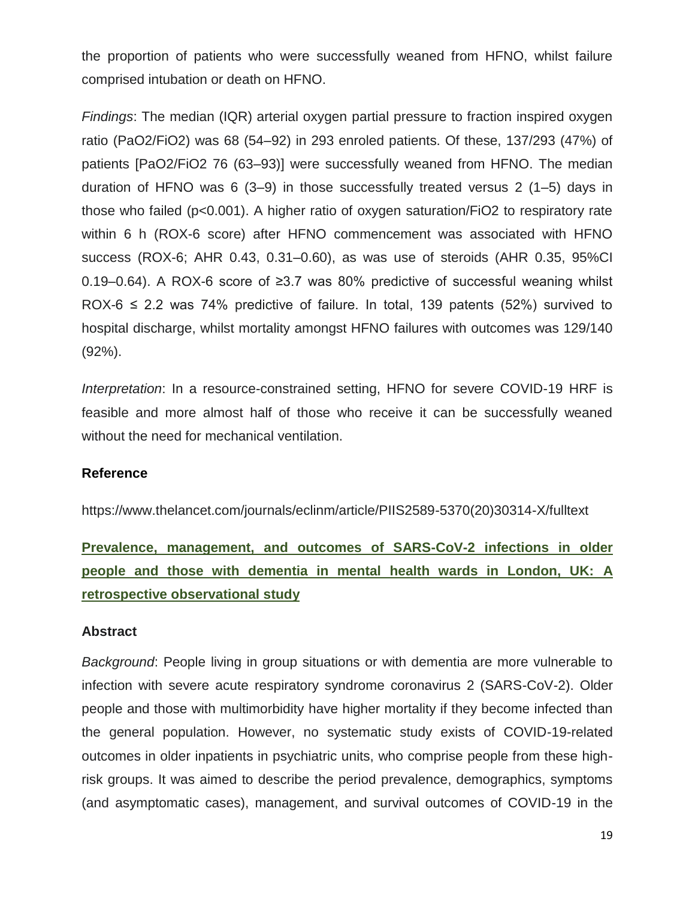the proportion of patients who were successfully weaned from HFNO, whilst failure comprised intubation or death on HFNO.

*Findings*: The median (IQR) arterial oxygen partial pressure to fraction inspired oxygen ratio (PaO2/FiO2) was 68 (54–92) in 293 enroled patients. Of these, 137/293 (47%) of patients [PaO2/FiO2 76 (63–93)] were successfully weaned from HFNO. The median duration of HFNO was 6 (3–9) in those successfully treated versus 2 (1–5) days in those who failed ($p<0.001$). A higher ratio of oxygen saturation/FiO2 to respiratory rate within 6 h (ROX-6 score) after HFNO commencement was associated with HFNO success (ROX-6; AHR 0.43, 0.31–0.60), as was use of steroids (AHR 0.35, 95%CI 0.19–0.64). A ROX-6 score of ≥3.7 was 80% predictive of successful weaning whilst ROX-6 ≤ 2.2 was 74% predictive of failure. In total, 139 patents (52%) survived to hospital discharge, whilst mortality amongst HFNO failures with outcomes was 129/140 (92%).

*Interpretation*: In a resource-constrained setting, HFNO for severe COVID-19 HRF is feasible and more almost half of those who receive it can be successfully weaned without the need for mechanical ventilation.

### Reference

https://www.thelancet.com/journals/eclinm/article/PIIS2589-5370(20)30314-X/fulltext

## Prevalence, management, and outcomes of SARS-CoV-2 infections in older people and those with dementia in mental health wards in London, UK: A retrospective observational study

### Abstract

*Background*: People living in group situations or with dementia are more vulnerable to infection with severe acute respiratory syndrome coronavirus 2 (SARS-CoV-2). Older people and those with multimorbidity have higher mortality if they become infected than the general population. However, no systematic study exists of COVID-19-related outcomes in older inpatients in psychiatric units, who comprise people from these high-risk groups. It was aimed to describe the period prevalence, demographics, symptoms (and asymptomatic cases), management, and survival outcomes of COVID-19 in the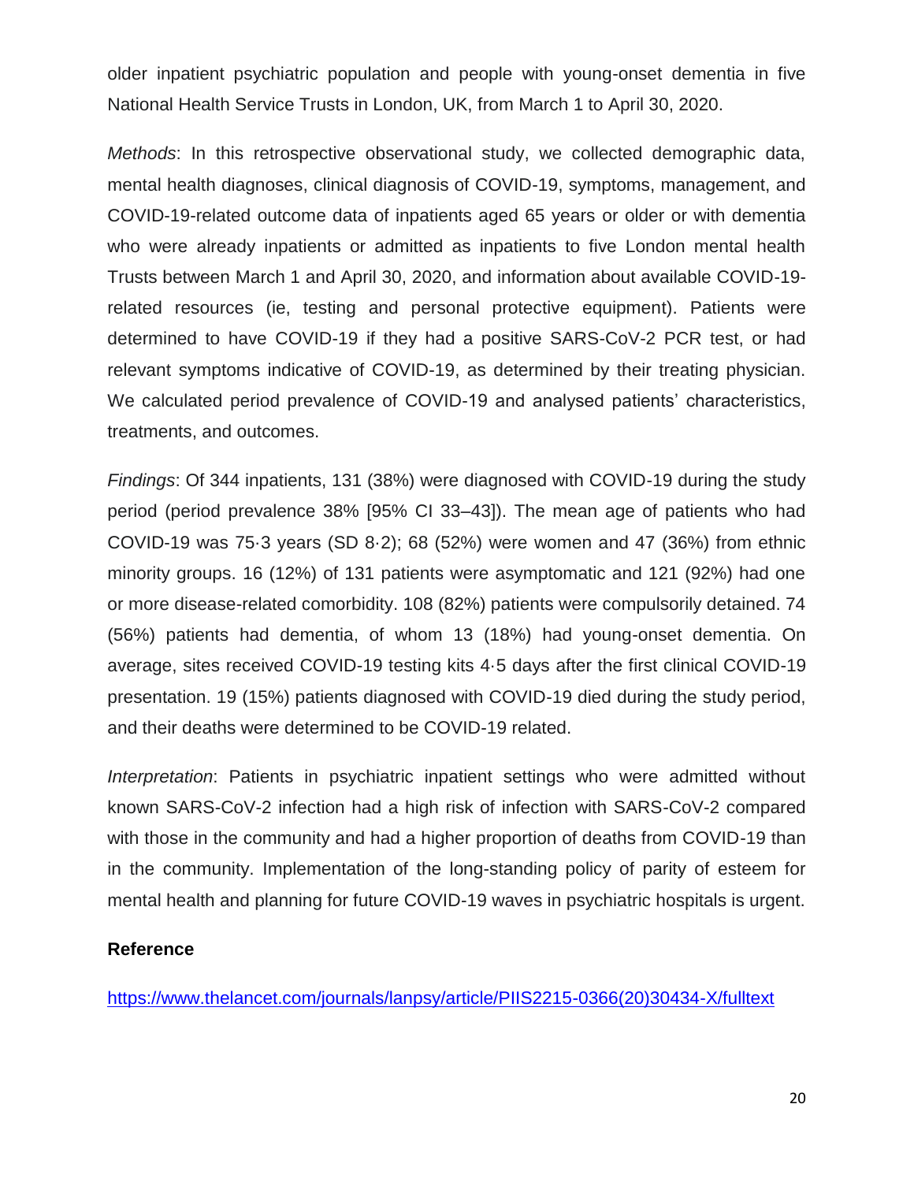older inpatient psychiatric population and people with young-onset dementia in five National Health Service Trusts in London, UK, from March 1 to April 30, 2020.

*Methods*: In this retrospective observational study, we collected demographic data, mental health diagnoses, clinical diagnosis of COVID-19, symptoms, management, and COVID-19-related outcome data of inpatients aged 65 years or older or with dementia who were already inpatients or admitted as inpatients to five London mental health Trusts between March 1 and April 30, 2020, and information about available COVID-19-related resources (ie, testing and personal protective equipment). Patients were determined to have COVID-19 if they had a positive SARS-CoV-2 PCR test, or had relevant symptoms indicative of COVID-19, as determined by their treating physician. We calculated period prevalence of COVID-19 and analysed patients' characteristics, treatments, and outcomes.

*Findings*: Of 344 inpatients, 131 (38%) were diagnosed with COVID-19 during the study period (period prevalence 38% [95% CI 33–43]). The mean age of patients who had COVID-19 was 75·3 years (SD 8·2); 68 (52%) were women and 47 (36%) from ethnic minority groups. 16 (12%) of 131 patients were asymptomatic and 121 (92%) had one or more disease-related comorbidity. 108 (82%) patients were compulsorily detained. 74 (56%) patients had dementia, of whom 13 (18%) had young-onset dementia. On average, sites received COVID-19 testing kits 4·5 days after the first clinical COVID-19 presentation. 19 (15%) patients diagnosed with COVID-19 died during the study period, and their deaths were determined to be COVID-19 related.

*Interpretation*: Patients in psychiatric inpatient settings who were admitted without known SARS-CoV-2 infection had a high risk of infection with SARS-CoV-2 compared with those in the community and had a higher proportion of deaths from COVID-19 than in the community. Implementation of the long-standing policy of parity of esteem for mental health and planning for future COVID-19 waves in psychiatric hospitals is urgent.

**Reference**

https://www.thelancet.com/journals/lanpsy/article/PIIS2215-0366(20)30434-X/fulltext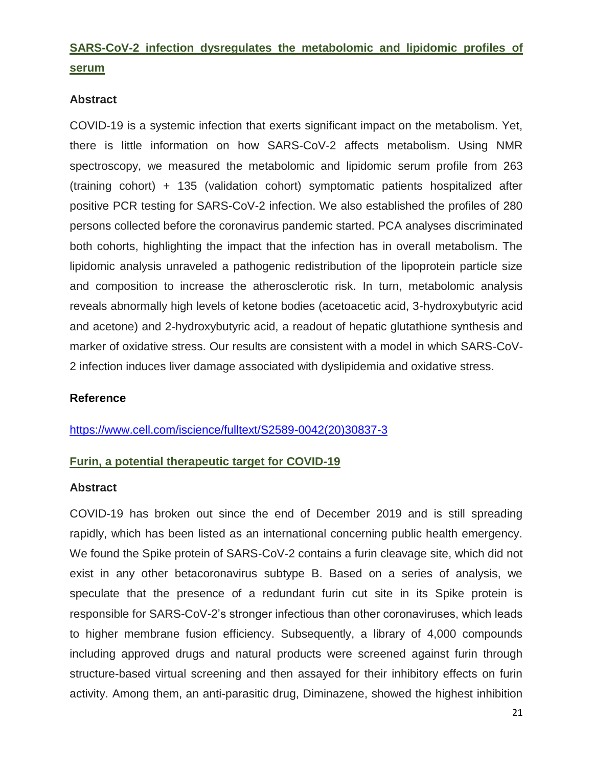## [SARS-CoV-2 infection dysregulates the metabolomic and lipidomic profiles of serum](https://www.cell.com/iscience/fulltext/S2589-0042(20)30837-3)

### Abstract

COVID-19 is a systemic infection that exerts significant impact on the metabolism. Yet, there is little information on how SARS-CoV-2 affects metabolism. Using NMR spectroscopy, we measured the metabolomic and lipidomic serum profile from 263 (training cohort) + 135 (validation cohort) symptomatic patients hospitalized after positive PCR testing for SARS-CoV-2 infection. We also established the profiles of 280 persons collected before the coronavirus pandemic started. PCA analyses discriminated both cohorts, highlighting the impact that the infection has in overall metabolism. The lipidomic analysis unraveled a pathogenic redistribution of the lipoprotein particle size and composition to increase the atherosclerotic risk. In turn, metabolomic analysis reveals abnormally high levels of ketone bodies (acetoacetic acid, 3-hydroxybutyric acid and acetone) and 2-hydroxybutyric acid, a readout of hepatic glutathione synthesis and marker of oxidative stress. Our results are consistent with a model in which SARS-CoV-2 infection induces liver damage associated with dyslipidemia and oxidative stress.

### Reference

https://www.cell.com/iscience/fulltext/S2589-0042(20)30837-3

## Furin, a potential therapeutic target for COVID-19

### Abstract

COVID-19 has broken out since the end of December 2019 and is still spreading rapidly, which has been listed as an international concerning public health emergency. We found the Spike protein of SARS-CoV-2 contains a furin cleavage site, which did not exist in any other betacoronavirus subtype B. Based on a series of analysis, we speculate that the presence of a redundant furin cut site in its Spike protein is responsible for SARS-CoV-2's stronger infectious than other coronaviruses, which leads to higher membrane fusion efficiency. Subsequently, a library of 4,000 compounds including approved drugs and natural products were screened against furin through structure-based virtual screening and then assayed for their inhibitory effects on furin activity. Among them, an anti-parasitic drug, Diminazene, showed the highest inhibition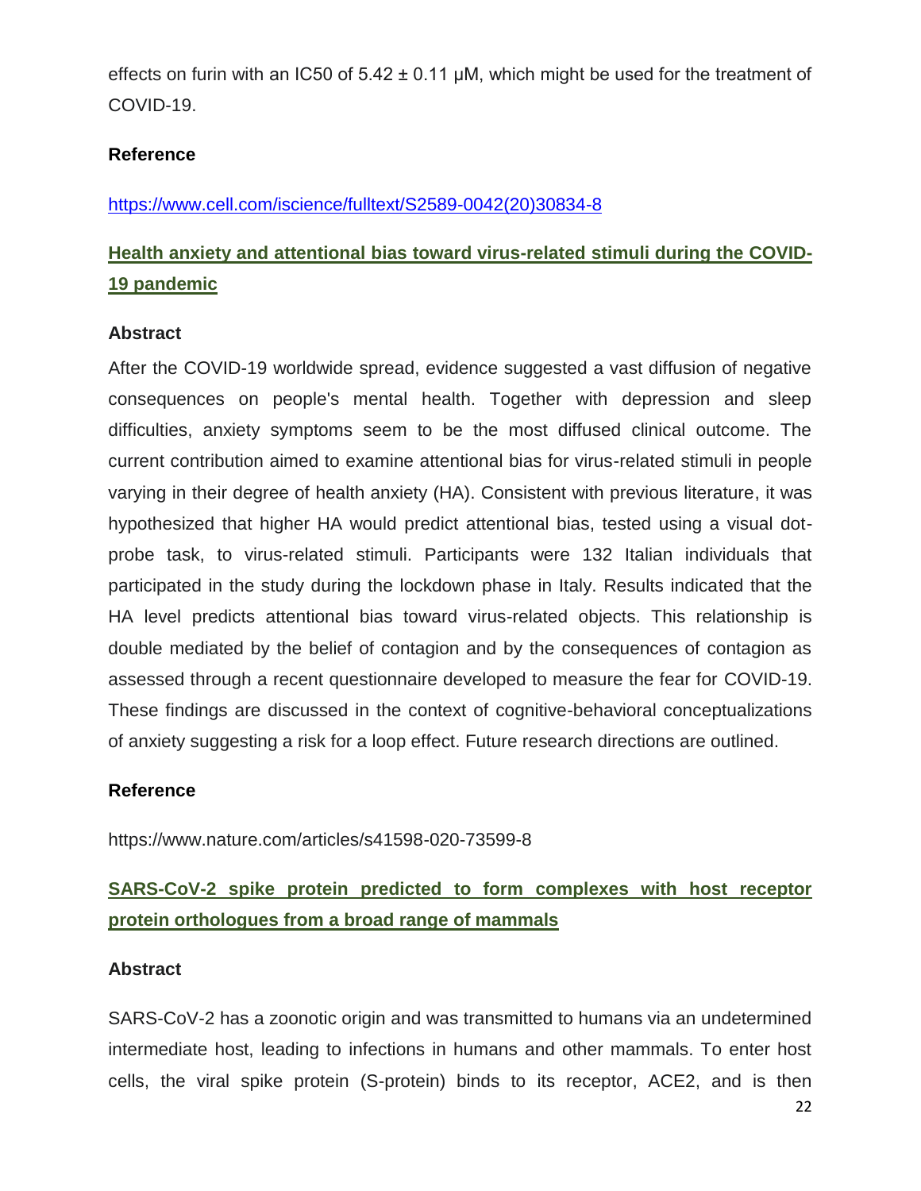effects on furin with an IC50 of 5.42 ± 0.11 μM, which might be used for the treatment of COVID-19.

**Reference**

https://www.cell.com/iscience/fulltext/S2589-0042(20)30834-8

## Health anxiety and attentional bias toward virus-related stimuli during the COVID-19 pandemic

**Abstract**

After the COVID-19 worldwide spread, evidence suggested a vast diffusion of negative consequences on people's mental health. Together with depression and sleep difficulties, anxiety symptoms seem to be the most diffused clinical outcome. The current contribution aimed to examine attentional bias for virus-related stimuli in people varying in their degree of health anxiety (HA). Consistent with previous literature, it was hypothesized that higher HA would predict attentional bias, tested using a visual dot-probe task, to virus-related stimuli. Participants were 132 Italian individuals that participated in the study during the lockdown phase in Italy. Results indicated that the HA level predicts attentional bias toward virus-related objects. This relationship is double mediated by the belief of contagion and by the consequences of contagion as assessed through a recent questionnaire developed to measure the fear for COVID-19. These findings are discussed in the context of cognitive-behavioral conceptualizations of anxiety suggesting a risk for a loop effect. Future research directions are outlined.

**Reference**

https://www.nature.com/articles/s41598-020-73599-8

## SARS-CoV-2 spike protein predicted to form complexes with host receptor protein orthologues from a broad range of mammals

**Abstract**

SARS-CoV-2 has a zoonotic origin and was transmitted to humans via an undetermined intermediate host, leading to infections in humans and other mammals. To enter host cells, the viral spike protein (S-protein) binds to its receptor, ACE2, and is then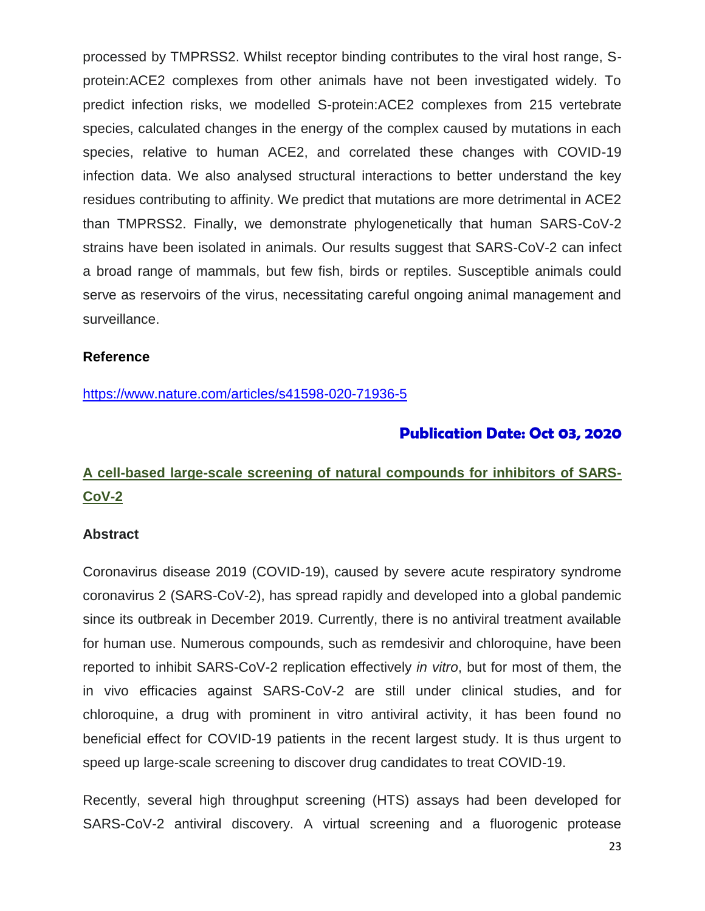processed by TMPRSS2. Whilst receptor binding contributes to the viral host range, S-protein:ACE2 complexes from other animals have not been investigated widely. To predict infection risks, we modelled S-protein:ACE2 complexes from 215 vertebrate species, calculated changes in the energy of the complex caused by mutations in each species, relative to human ACE2, and correlated these changes with COVID-19 infection data. We also analysed structural interactions to better understand the key residues contributing to affinity. We predict that mutations are more detrimental in ACE2 than TMPRSS2. Finally, we demonstrate phylogenetically that human SARS-CoV-2 strains have been isolated in animals. Our results suggest that SARS-CoV-2 can infect a broad range of mammals, but few fish, birds or reptiles. Susceptible animals could serve as reservoirs of the virus, necessitating careful ongoing animal management and surveillance.

**Reference**

https://www.nature.com/articles/s41598-020-71936-5

**Publication Date: Oct 03, 2020**

## A cell-based large-scale screening of natural compounds for inhibitors of SARS-CoV-2

**Abstract**

Coronavirus disease 2019 (COVID-19), caused by severe acute respiratory syndrome coronavirus 2 (SARS-CoV-2), has spread rapidly and developed into a global pandemic since its outbreak in December 2019. Currently, there is no antiviral treatment available for human use. Numerous compounds, such as remdesivir and chloroquine, have been reported to inhibit SARS-CoV-2 replication effectively *in vitro*, but for most of them, the in vivo efficacies against SARS-CoV-2 are still under clinical studies, and for chloroquine, a drug with prominent in vitro antiviral activity, it has been found no beneficial effect for COVID-19 patients in the recent largest study. It is thus urgent to speed up large-scale screening to discover drug candidates to treat COVID-19.

Recently, several high throughput screening (HTS) assays had been developed for SARS-CoV-2 antiviral discovery. A virtual screening and a fluorogenic protease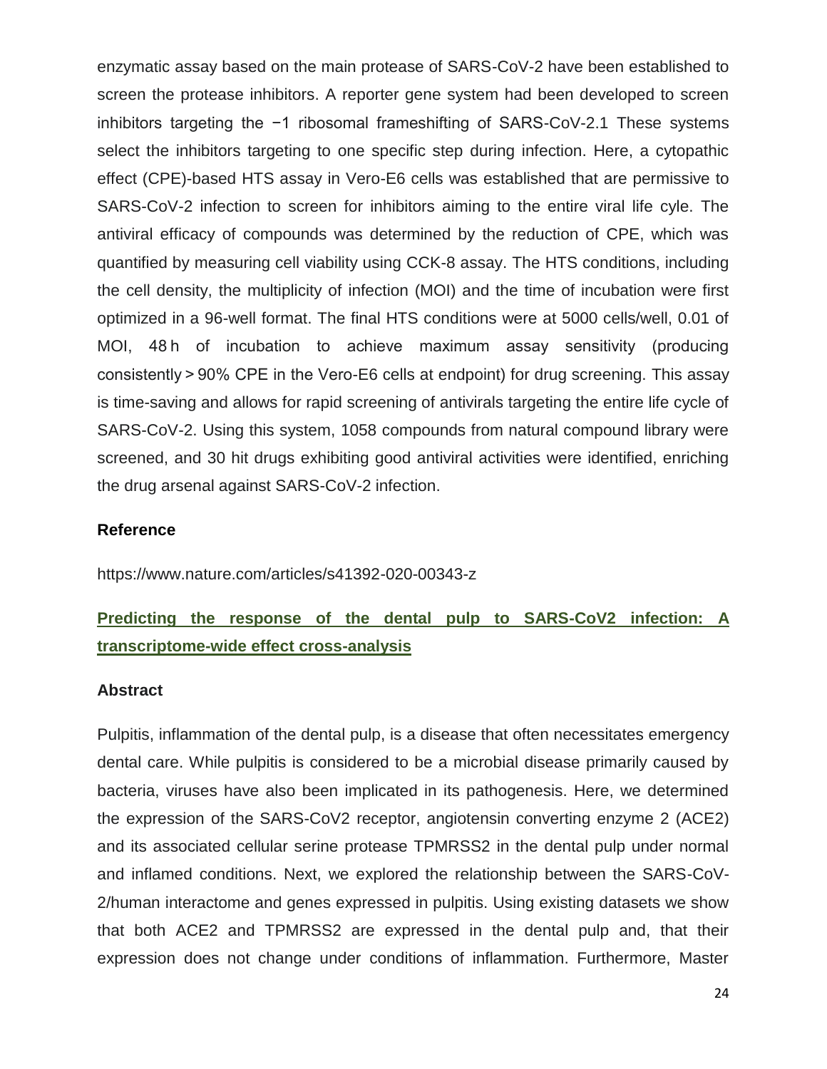enzymatic assay based on the main protease of SARS-CoV-2 have been established to screen the protease inhibitors. A reporter gene system had been developed to screen inhibitors targeting the −1 ribosomal frameshifting of SARS-CoV-2.1 These systems select the inhibitors targeting to one specific step during infection. Here, a cytopathic effect (CPE)-based HTS assay in Vero-E6 cells was established that are permissive to SARS-CoV-2 infection to screen for inhibitors aiming to the entire viral life cyle. The antiviral efficacy of compounds was determined by the reduction of CPE, which was quantified by measuring cell viability using CCK-8 assay. The HTS conditions, including the cell density, the multiplicity of infection (MOI) and the time of incubation were first optimized in a 96-well format. The final HTS conditions were at 5000 cells/well, 0.01 of MOI, 48 h of incubation to achieve maximum assay sensitivity (producing consistently > 90% CPE in the Vero-E6 cells at endpoint) for drug screening. This assay is time-saving and allows for rapid screening of antivirals targeting the entire life cycle of SARS-CoV-2. Using this system, 1058 compounds from natural compound library were screened, and 30 hit drugs exhibiting good antiviral activities were identified, enriching the drug arsenal against SARS-CoV-2 infection.

### Reference

https://www.nature.com/articles/s41392-020-00343-z

## Predicting the response of the dental pulp to SARS-CoV2 infection: A transcriptome-wide effect cross-analysis

### Abstract

Pulpitis, inflammation of the dental pulp, is a disease that often necessitates emergency dental care. While pulpitis is considered to be a microbial disease primarily caused by bacteria, viruses have also been implicated in its pathogenesis. Here, we determined the expression of the SARS-CoV2 receptor, angiotensin converting enzyme 2 (ACE2) and its associated cellular serine protease TPMRSS2 in the dental pulp under normal and inflamed conditions. Next, we explored the relationship between the SARS-CoV-2/human interactome and genes expressed in pulpitis. Using existing datasets we show that both ACE2 and TPMRSS2 are expressed in the dental pulp and, that their expression does not change under conditions of inflammation. Furthermore, Master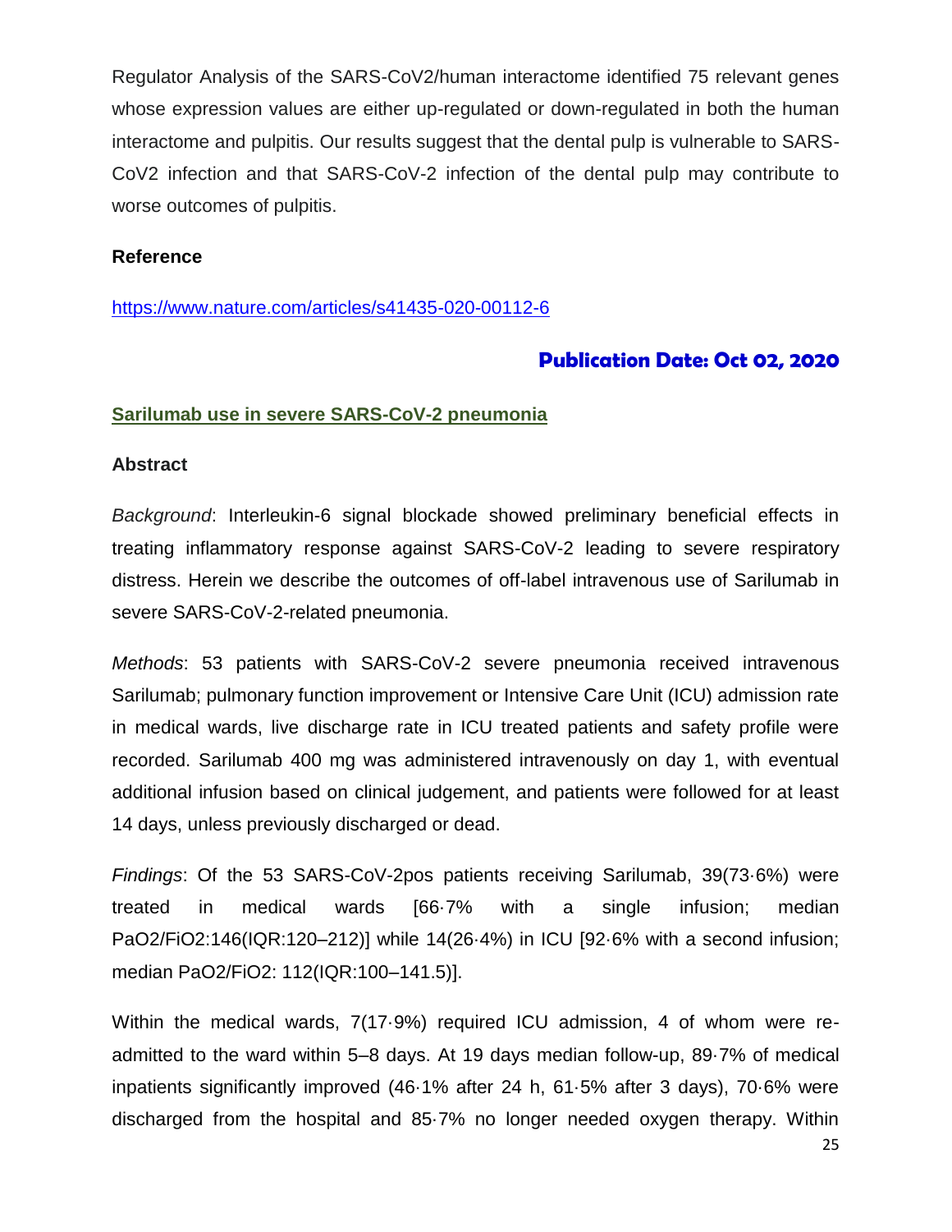Regulator Analysis of the SARS-CoV2/human interactome identified 75 relevant genes whose expression values are either up-regulated or down-regulated in both the human interactome and pulpitis. Our results suggest that the dental pulp is vulnerable to SARS-CoV2 infection and that SARS-CoV-2 infection of the dental pulp may contribute to worse outcomes of pulpitis.

**Reference**

https://www.nature.com/articles/s41435-020-00112-6

**Publication Date: Oct 02, 2020**

**Sarilumab use in severe SARS-CoV-2 pneumonia**

**Abstract**

*Background*: Interleukin-6 signal blockade showed preliminary beneficial effects in treating inflammatory response against SARS-CoV-2 leading to severe respiratory distress. Herein we describe the outcomes of off-label intravenous use of Sarilumab in severe SARS-CoV-2-related pneumonia.

*Methods*: 53 patients with SARS-CoV-2 severe pneumonia received intravenous Sarilumab; pulmonary function improvement or Intensive Care Unit (ICU) admission rate in medical wards, live discharge rate in ICU treated patients and safety profile were recorded. Sarilumab 400 mg was administered intravenously on day 1, with eventual additional infusion based on clinical judgement, and patients were followed for at least 14 days, unless previously discharged or dead.

*Findings*: Of the 53 SARS-CoV-2pos patients receiving Sarilumab, 39(73·6%) were treated in medical wards [66·7% with a single infusion; median $PaO_2/FiO_2$:146(IQR:120–212)] while 14(26·4%) in ICU [92·6% with a second infusion; median $PaO_2/FiO_2$: 112(IQR:100–141.5)].

Within the medical wards, 7(17·9%) required ICU admission, 4 of whom were re-admitted to the ward within 5–8 days. At 19 days median follow-up, 89·7% of medical inpatients significantly improved (46·1% after 24 h, 61·5% after 3 days), 70·6% were discharged from the hospital and 85·7% no longer needed oxygen therapy. Within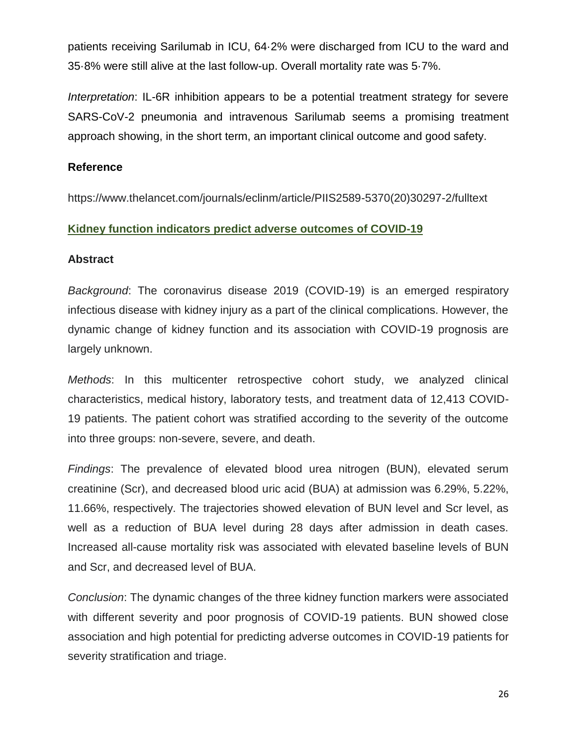patients receiving Sarilumab in ICU, 64·2% were discharged from ICU to the ward and 35·8% were still alive at the last follow-up. Overall mortality rate was 5·7%.

*Interpretation*: IL-6R inhibition appears to be a potential treatment strategy for severe SARS-CoV-2 pneumonia and intravenous Sarilumab seems a promising treatment approach showing, in the short term, an important clinical outcome and good safety.

**Reference**

https://www.thelancet.com/journals/eclinm/article/PIIS2589-5370(20)30297-2/fulltext

## Kidney function indicators predict adverse outcomes of COVID-19

**Abstract**

*Background*: The coronavirus disease 2019 (COVID-19) is an emerged respiratory infectious disease with kidney injury as a part of the clinical complications. However, the dynamic change of kidney function and its association with COVID-19 prognosis are largely unknown.

*Methods*: In this multicenter retrospective cohort study, we analyzed clinical characteristics, medical history, laboratory tests, and treatment data of 12,413 COVID-19 patients. The patient cohort was stratified according to the severity of the outcome into three groups: non-severe, severe, and death.

*Findings*: The prevalence of elevated blood urea nitrogen (BUN), elevated serum creatinine (Scr), and decreased blood uric acid (BUA) at admission was 6.29%, 5.22%, 11.66%, respectively. The trajectories showed elevation of BUN level and Scr level, as well as a reduction of BUA level during 28 days after admission in death cases. Increased all-cause mortality risk was associated with elevated baseline levels of BUN and Scr, and decreased level of BUA.

*Conclusion*: The dynamic changes of the three kidney function markers were associated with different severity and poor prognosis of COVID-19 patients. BUN showed close association and high potential for predicting adverse outcomes in COVID-19 patients for severity stratification and triage.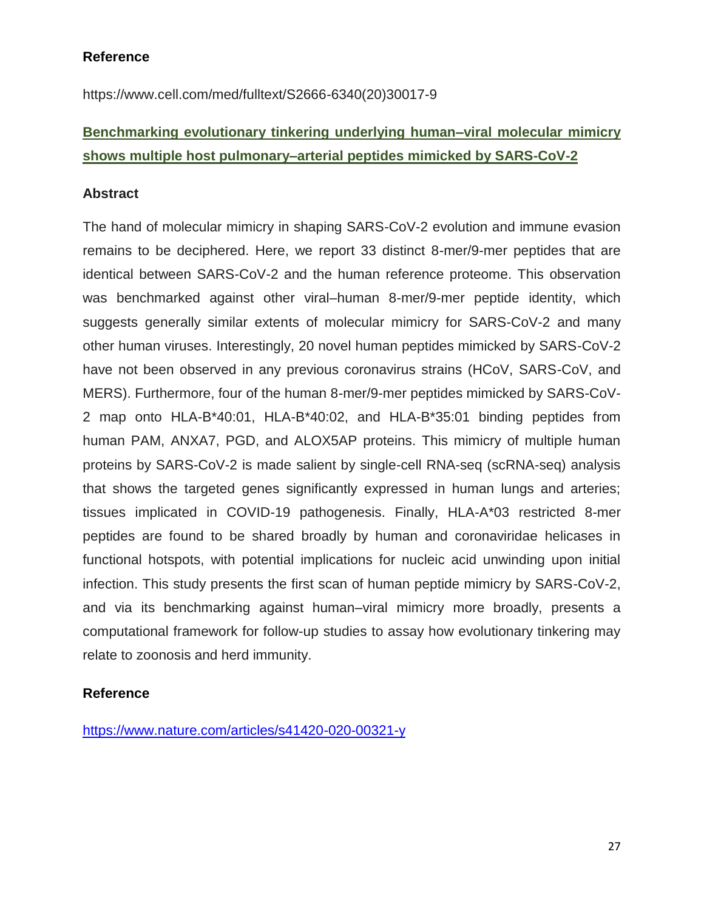**Reference**

https://www.cell.com/med/fulltext/S2666-6340(20)30017-9

**Benchmarking evolutionary tinkering underlying human–viral molecular mimicry shows multiple host pulmonary–arterial peptides mimicked by SARS-CoV-2**

**Abstract**

The hand of molecular mimicry in shaping SARS-CoV-2 evolution and immune evasion remains to be deciphered. Here, we report 33 distinct 8-mer/9-mer peptides that are identical between SARS-CoV-2 and the human reference proteome. This observation was benchmarked against other viral–human 8-mer/9-mer peptide identity, which suggests generally similar extents of molecular mimicry for SARS-CoV-2 and many other human viruses. Interestingly, 20 novel human peptides mimicked by SARS-CoV-2 have not been observed in any previous coronavirus strains (HCoV, SARS-CoV, and MERS). Furthermore, four of the human 8-mer/9-mer peptides mimicked by SARS-CoV-2 map onto HLA-B*40:01, HLA-B*40:02, and HLA-B*35:01 binding peptides from human PAM, ANXA7, PGD, and ALOX5AP proteins. This mimicry of multiple human proteins by SARS-CoV-2 is made salient by single-cell RNA-seq (scRNA-seq) analysis that shows the targeted genes significantly expressed in human lungs and arteries; tissues implicated in COVID-19 pathogenesis. Finally, HLA-A*03 restricted 8-mer peptides are found to be shared broadly by human and coronaviridae helicases in functional hotspots, with potential implications for nucleic acid unwinding upon initial infection. This study presents the first scan of human peptide mimicry by SARS-CoV-2, and via its benchmarking against human–viral mimicry more broadly, presents a computational framework for follow-up studies to assay how evolutionary tinkering may relate to zoonosis and herd immunity.

**Reference**

https://www.nature.com/articles/s41420-020-00321-y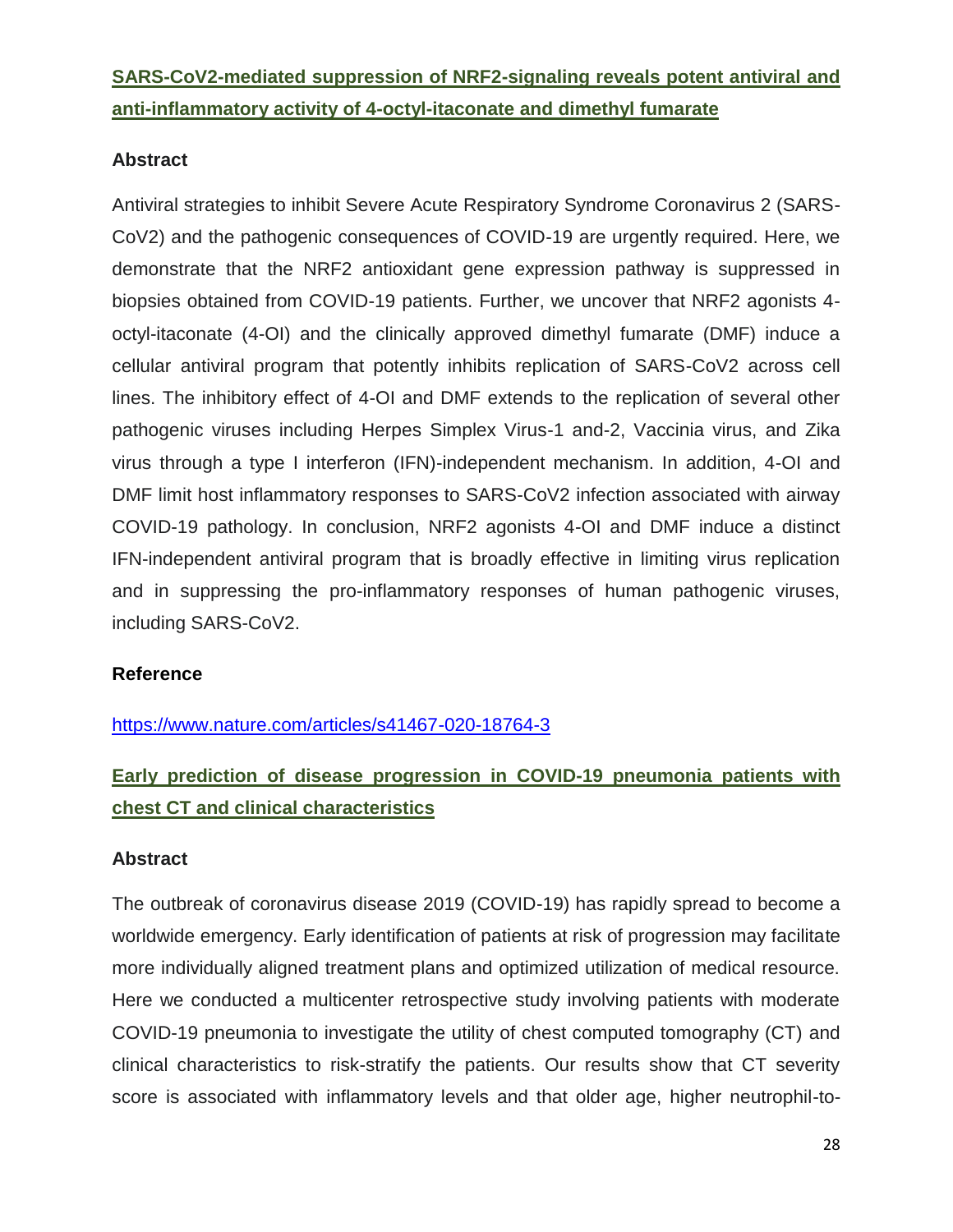## [SARS-CoV2-mediated suppression of NRF2-signaling reveals potent antiviral and anti-inflammatory activity of 4-octyl-itaconate and dimethyl fumarate](https://www.nature.com/articles/s41467-020-18764-3)

### Abstract

Antiviral strategies to inhibit Severe Acute Respiratory Syndrome Coronavirus 2 (SARS-CoV2) and the pathogenic consequences of COVID-19 are urgently required. Here, we demonstrate that the NRF2 antioxidant gene expression pathway is suppressed in biopsies obtained from COVID-19 patients. Further, we uncover that NRF2 agonists 4-octyl-itaconate (4-OI) and the clinically approved dimethyl fumarate (DMF) induce a cellular antiviral program that potently inhibits replication of SARS-CoV2 across cell lines. The inhibitory effect of 4-OI and DMF extends to the replication of several other pathogenic viruses including Herpes Simplex Virus-1 and-2, Vaccinia virus, and Zika virus through a type I interferon (IFN)-independent mechanism. In addition, 4-OI and DMF limit host inflammatory responses to SARS-CoV2 infection associated with airway COVID-19 pathology. In conclusion, NRF2 agonists 4-OI and DMF induce a distinct IFN-independent antiviral program that is broadly effective in limiting virus replication and in suppressing the pro-inflammatory responses of human pathogenic viruses, including SARS-CoV2.

### Reference

https://www.nature.com/articles/s41467-020-18764-3

## Early prediction of disease progression in COVID-19 pneumonia patients with chest CT and clinical characteristics

### Abstract

The outbreak of coronavirus disease 2019 (COVID-19) has rapidly spread to become a worldwide emergency. Early identification of patients at risk of progression may facilitate more individually aligned treatment plans and optimized utilization of medical resource. Here we conducted a multicenter retrospective study involving patients with moderate COVID-19 pneumonia to investigate the utility of chest computed tomography (CT) and clinical characteristics to risk-stratify the patients. Our results show that CT severity score is associated with inflammatory levels and that older age, higher neutrophil-to-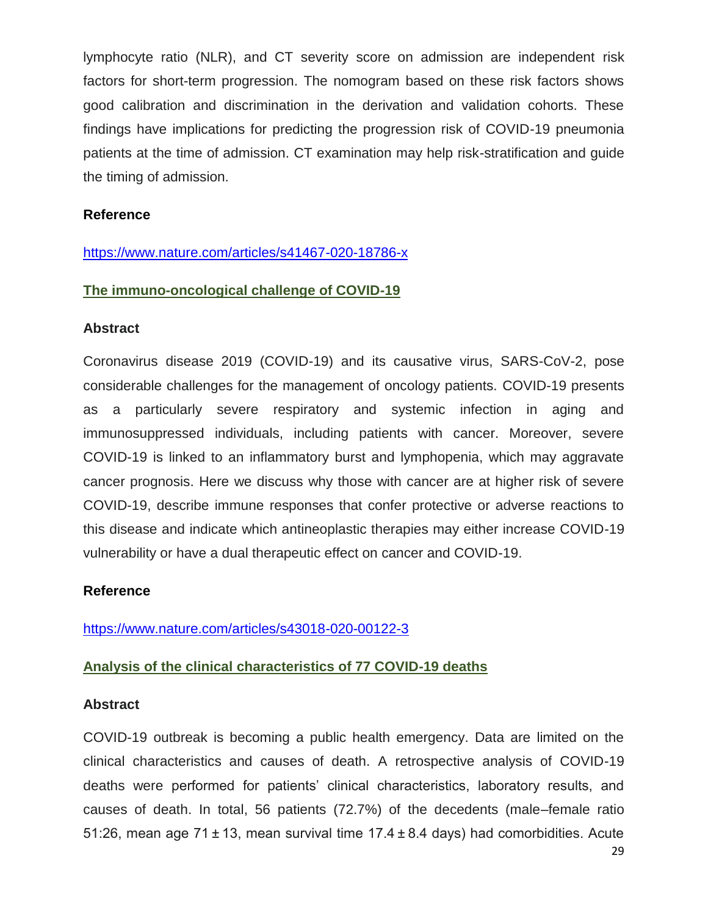lymphocyte ratio (NLR), and CT severity score on admission are independent risk factors for short-term progression. The nomogram based on these risk factors shows good calibration and discrimination in the derivation and validation cohorts. These findings have implications for predicting the progression risk of COVID-19 pneumonia patients at the time of admission. CT examination may help risk-stratification and guide the timing of admission.

**Reference**

https://www.nature.com/articles/s41467-020-18786-x

## The immuno-oncological challenge of COVID-19

**Abstract**

Coronavirus disease 2019 (COVID-19) and its causative virus, SARS-CoV-2, pose considerable challenges for the management of oncology patients. COVID-19 presents as a particularly severe respiratory and systemic infection in aging and immunosuppressed individuals, including patients with cancer. Moreover, severe COVID-19 is linked to an inflammatory burst and lymphopenia, which may aggravate cancer prognosis. Here we discuss why those with cancer are at higher risk of severe COVID-19, describe immune responses that confer protective or adverse reactions to this disease and indicate which antineoplastic therapies may either increase COVID-19 vulnerability or have a dual therapeutic effect on cancer and COVID-19.

**Reference**

https://www.nature.com/articles/s43018-020-00122-3

## Analysis of the clinical characteristics of 77 COVID-19 deaths

**Abstract**

COVID-19 outbreak is becoming a public health emergency. Data are limited on the clinical characteristics and causes of death. A retrospective analysis of COVID-19 deaths were performed for patients' clinical characteristics, laboratory results, and causes of death. In total, 56 patients (72.7%) of the decedents (male–female ratio 51:26, mean age 71 ± 13, mean survival time 17.4 ± 8.4 days) had comorbidities. Acute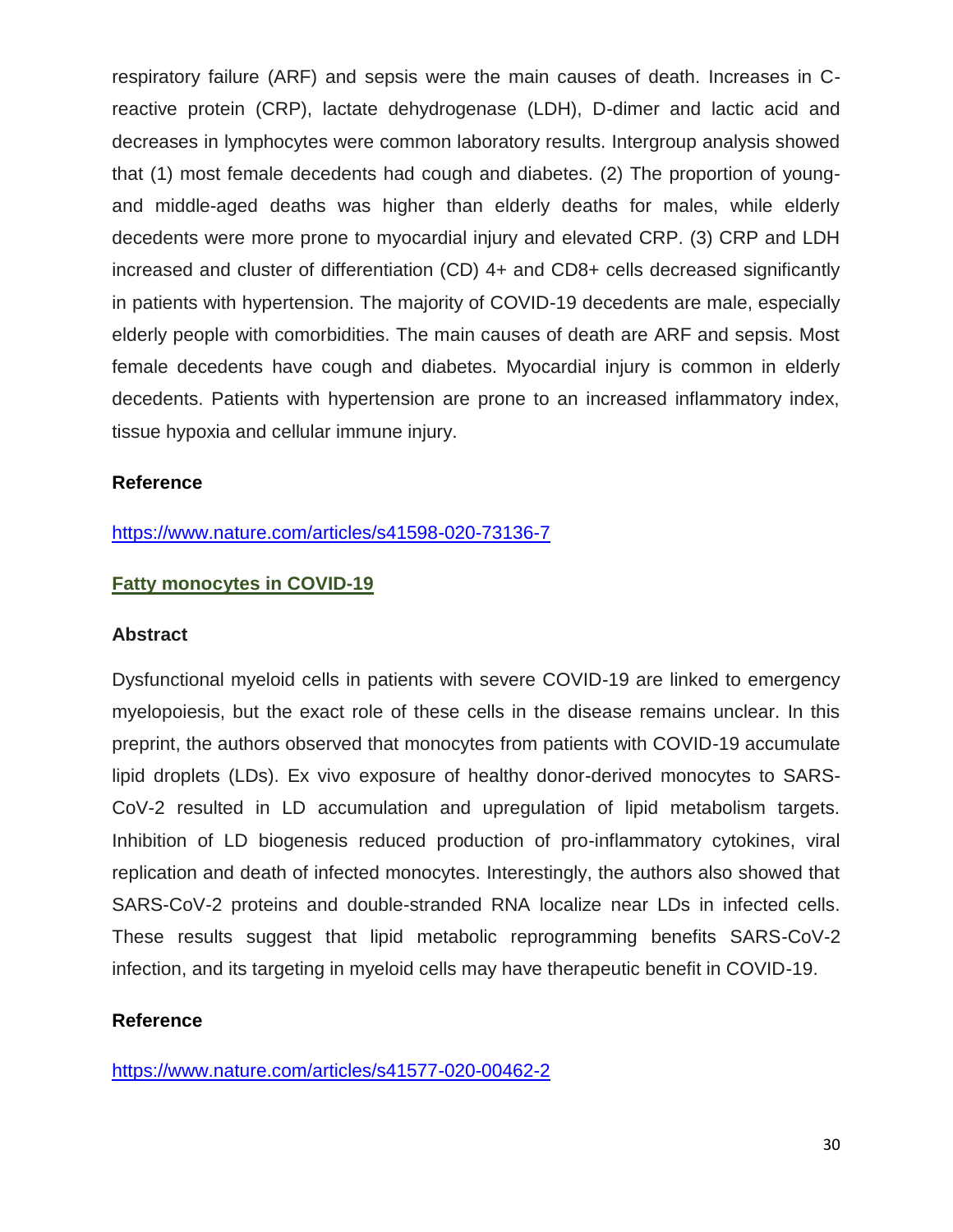respiratory failure (ARF) and sepsis were the main causes of death. Increases in C-reactive protein (CRP), lactate dehydrogenase (LDH), D-dimer and lactic acid and decreases in lymphocytes were common laboratory results. Intergroup analysis showed that (1) most female decedents had cough and diabetes. (2) The proportion of young- and middle-aged deaths was higher than elderly deaths for males, while elderly decedents were more prone to myocardial injury and elevated CRP. (3) CRP and LDH increased and cluster of differentiation (CD) 4+ and CD8+ cells decreased significantly in patients with hypertension. The majority of COVID-19 decedents are male, especially elderly people with comorbidities. The main causes of death are ARF and sepsis. Most female decedents have cough and diabetes. Myocardial injury is common in elderly decedents. Patients with hypertension are prone to an increased inflammatory index, tissue hypoxia and cellular immune injury.

**Reference**

https://www.nature.com/articles/s41598-020-73136-7

## Fatty monocytes in COVID-19

**Abstract**

Dysfunctional myeloid cells in patients with severe COVID-19 are linked to emergency myelopoiesis, but the exact role of these cells in the disease remains unclear. In this preprint, the authors observed that monocytes from patients with COVID-19 accumulate lipid droplets (LDs). Ex vivo exposure of healthy donor-derived monocytes to SARS-CoV-2 resulted in LD accumulation and upregulation of lipid metabolism targets. Inhibition of LD biogenesis reduced production of pro-inflammatory cytokines, viral replication and death of infected monocytes. Interestingly, the authors also showed that SARS-CoV-2 proteins and double-stranded RNA localize near LDs in infected cells. These results suggest that lipid metabolic reprogramming benefits SARS-CoV-2 infection, and its targeting in myeloid cells may have therapeutic benefit in COVID-19.

**Reference**

https://www.nature.com/articles/s41577-020-00462-2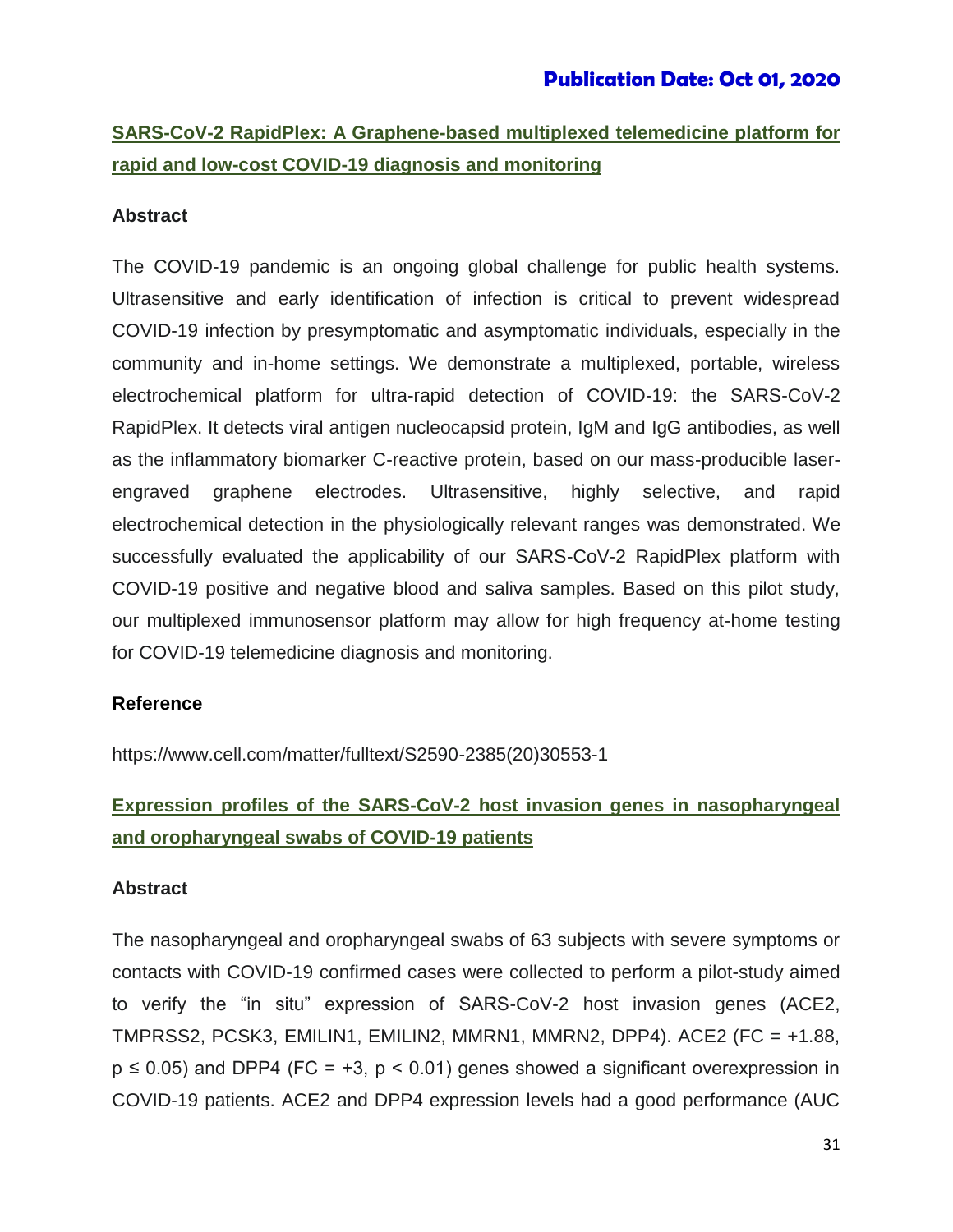**Publication Date: Oct 01, 2020**

## SARS-CoV-2 RapidPlex: A Graphene-based multiplexed telemedicine platform for rapid and low-cost COVID-19 diagnosis and monitoring

### Abstract

The COVID-19 pandemic is an ongoing global challenge for public health systems. Ultrasensitive and early identification of infection is critical to prevent widespread COVID-19 infection by presymptomatic and asymptomatic individuals, especially in the community and in-home settings. We demonstrate a multiplexed, portable, wireless electrochemical platform for ultra-rapid detection of COVID-19: the SARS-CoV-2 RapidPlex. It detects viral antigen nucleocapsid protein, IgM and IgG antibodies, as well as the inflammatory biomarker C-reactive protein, based on our mass-producible laser-engraved graphene electrodes. Ultrasensitive, highly selective, and rapid electrochemical detection in the physiologically relevant ranges was demonstrated. We successfully evaluated the applicability of our SARS-CoV-2 RapidPlex platform with COVID-19 positive and negative blood and saliva samples. Based on this pilot study, our multiplexed immunosensor platform may allow for high frequency at-home testing for COVID-19 telemedicine diagnosis and monitoring.

### Reference

https://www.cell.com/matter/fulltext/S2590-2385(20)30553-1

## Expression profiles of the SARS-CoV-2 host invasion genes in nasopharyngeal and oropharyngeal swabs of COVID-19 patients

### Abstract

The nasopharyngeal and oropharyngeal swabs of 63 subjects with severe symptoms or contacts with COVID-19 confirmed cases were collected to perform a pilot-study aimed to verify the "in situ" expression of SARS-CoV-2 host invasion genes (ACE2, TMPRSS2, PCSK3, EMILIN1, EMILIN2, MMRN1, MMRN2, DPP4). ACE2 (FC = +1.88, $p \leq 0.05$) and DPP4 (FC = +3, $p < 0.01$) genes showed a significant overexpression in COVID-19 patients. ACE2 and DPP4 expression levels had a good performance (AUC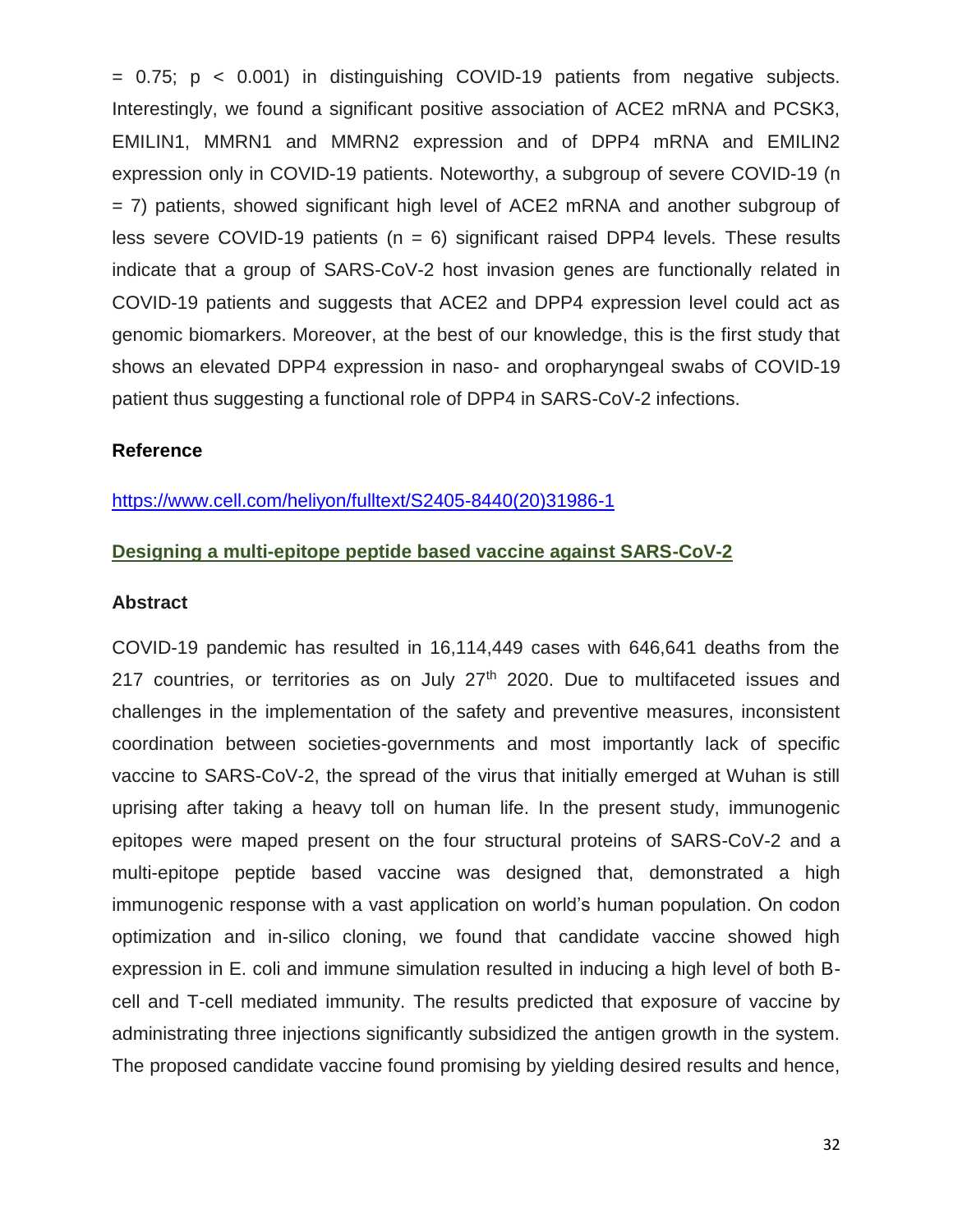= 0.75; $p < 0.001$) in distinguishing COVID-19 patients from negative subjects. Interestingly, we found a significant positive association of ACE2 mRNA and PCSK3, EMILIN1, MMRN1 and MMRN2 expression and of DPP4 mRNA and EMILIN2 expression only in COVID-19 patients. Noteworthy, a subgroup of severe COVID-19 (n = 7) patients, showed significant high level of ACE2 mRNA and another subgroup of less severe COVID-19 patients (n = 6) significant raised DPP4 levels. These results indicate that a group of SARS-CoV-2 host invasion genes are functionally related in COVID-19 patients and suggests that ACE2 and DPP4 expression level could act as genomic biomarkers. Moreover, at the best of our knowledge, this is the first study that shows an elevated DPP4 expression in naso- and oropharyngeal swabs of COVID-19 patient thus suggesting a functional role of DPP4 in SARS-CoV-2 infections.

**Reference**

https://www.cell.com/heliyon/fulltext/S2405-8440(20)31986-1

## Designing a multi-epitope peptide based vaccine against SARS-CoV-2

**Abstract**

COVID-19 pandemic has resulted in 16,114,449 cases with 646,641 deaths from the 217 countries, or territories as on July 27th 2020. Due to multifaceted issues and challenges in the implementation of the safety and preventive measures, inconsistent coordination between societies-governments and most importantly lack of specific vaccine to SARS-CoV-2, the spread of the virus that initially emerged at Wuhan is still uprising after taking a heavy toll on human life. In the present study, immunogenic epitopes were maped present on the four structural proteins of SARS-CoV-2 and a multi-epitope peptide based vaccine was designed that, demonstrated a high immunogenic response with a vast application on world's human population. On codon optimization and in-silico cloning, we found that candidate vaccine showed high expression in E. coli and immune simulation resulted in inducing a high level of both B-cell and T-cell mediated immunity. The results predicted that exposure of vaccine by administrating three injections significantly subsidized the antigen growth in the system. The proposed candidate vaccine found promising by yielding desired results and hence,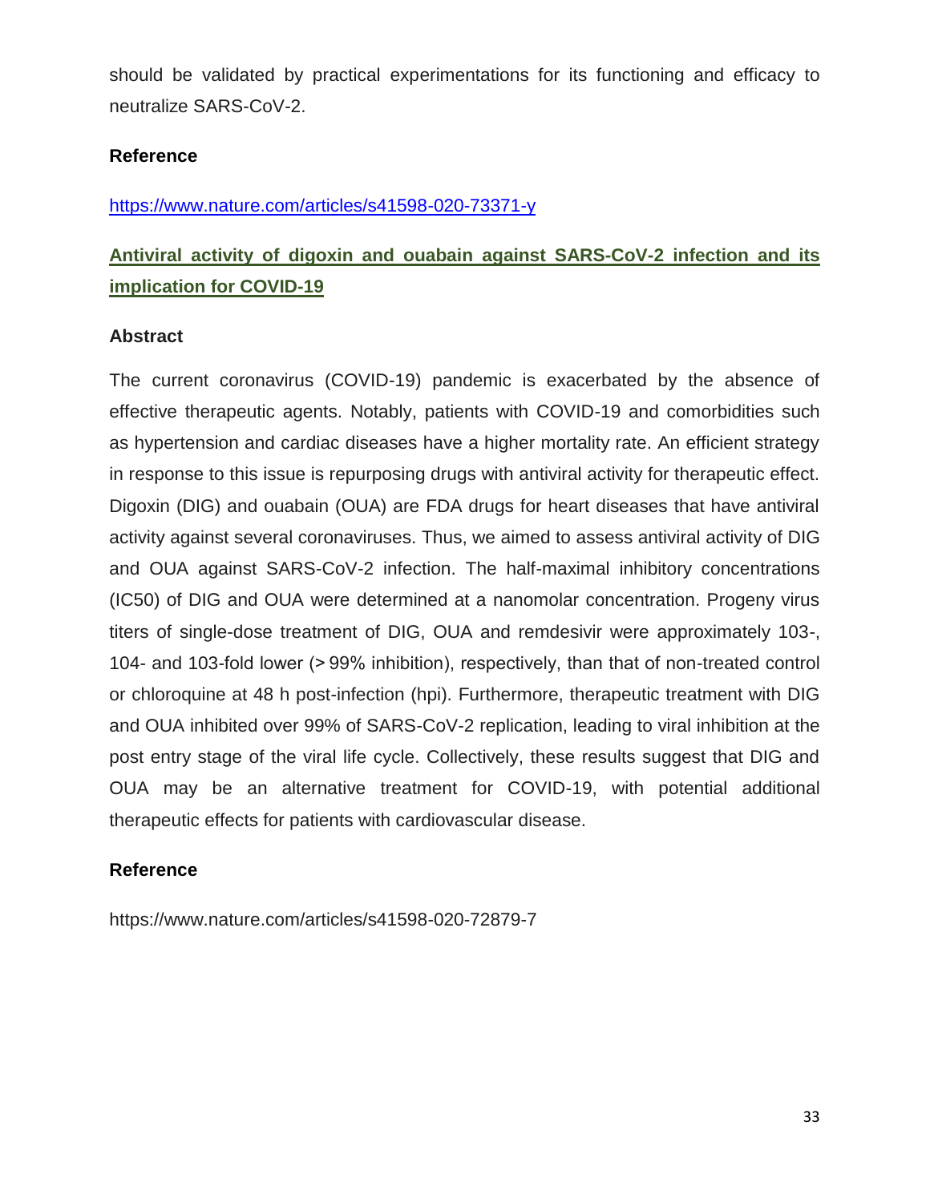should be validated by practical experimentations for its functioning and efficacy to neutralize SARS-CoV-2.

**Reference**

https://www.nature.com/articles/s41598-020-73371-y

## Antiviral activity of digoxin and ouabain against SARS-CoV-2 infection and its implication for COVID-19

**Abstract**

The current coronavirus (COVID-19) pandemic is exacerbated by the absence of effective therapeutic agents. Notably, patients with COVID-19 and comorbidities such as hypertension and cardiac diseases have a higher mortality rate. An efficient strategy in response to this issue is repurposing drugs with antiviral activity for therapeutic effect. Digoxin (DIG) and ouabain (OUA) are FDA drugs for heart diseases that have antiviral activity against several coronaviruses. Thus, we aimed to assess antiviral activity of DIG and OUA against SARS-CoV-2 infection. The half-maximal inhibitory concentrations (IC50) of DIG and OUA were determined at a nanomolar concentration. Progeny virus titers of single-dose treatment of DIG, OUA and remdesivir were approximately 103-, 104- and 103-fold lower (> 99% inhibition), respectively, than that of non-treated control or chloroquine at 48 h post-infection (hpi). Furthermore, therapeutic treatment with DIG and OUA inhibited over 99% of SARS-CoV-2 replication, leading to viral inhibition at the post entry stage of the viral life cycle. Collectively, these results suggest that DIG and OUA may be an alternative treatment for COVID-19, with potential additional therapeutic effects for patients with cardiovascular disease.

**Reference**

https://www.nature.com/articles/s41598-020-72879-7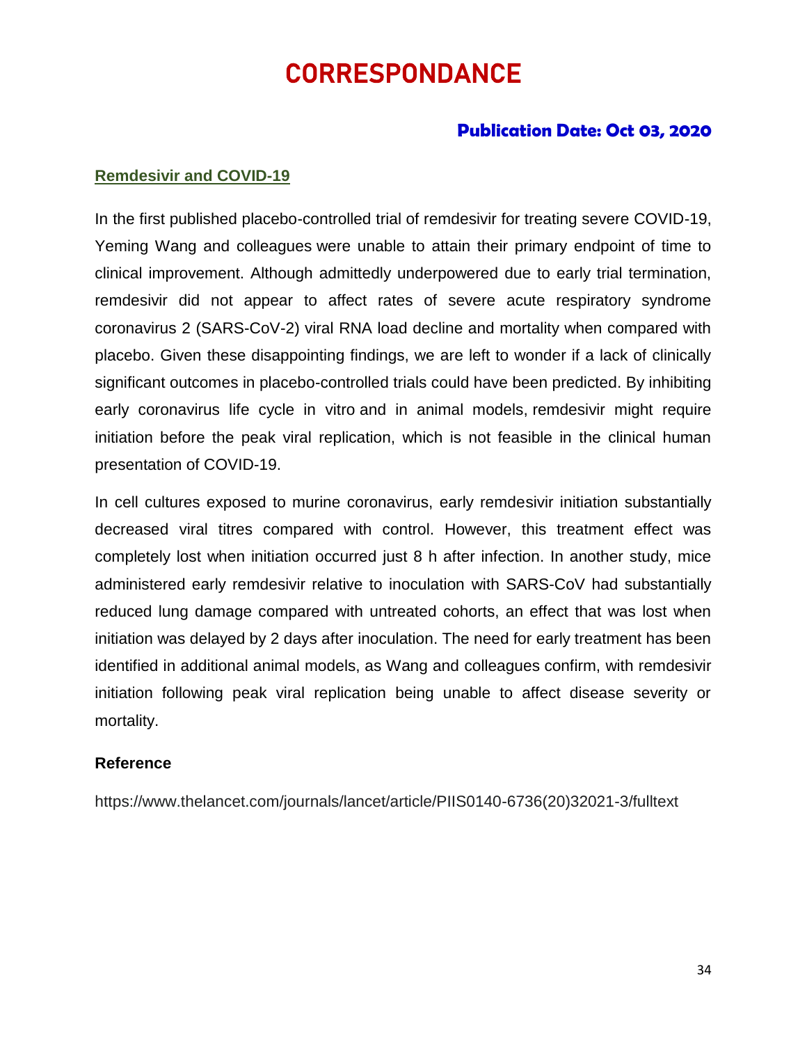# CORRESPONDANCE

**Publication Date: Oct 03, 2020**

## Remdesivir and COVID-19

In the first published placebo-controlled trial of remdesivir for treating severe COVID-19, Yeming Wang and colleagues were unable to attain their primary endpoint of time to clinical improvement. Although admittedly underpowered due to early trial termination, remdesivir did not appear to affect rates of severe acute respiratory syndrome coronavirus 2 (SARS-CoV-2) viral RNA load decline and mortality when compared with placebo. Given these disappointing findings, we are left to wonder if a lack of clinically significant outcomes in placebo-controlled trials could have been predicted. By inhibiting early coronavirus life cycle in vitro and in animal models, remdesivir might require initiation before the peak viral replication, which is not feasible in the clinical human presentation of COVID-19.

In cell cultures exposed to murine coronavirus, early remdesivir initiation substantially decreased viral titres compared with control. However, this treatment effect was completely lost when initiation occurred just 8 h after infection. In another study, mice administered early remdesivir relative to inoculation with SARS-CoV had substantially reduced lung damage compared with untreated cohorts, an effect that was lost when initiation was delayed by 2 days after inoculation. The need for early treatment has been identified in additional animal models, as Wang and colleagues confirm, with remdesivir initiation following peak viral replication being unable to affect disease severity or mortality.

**Reference**

https://www.thelancet.com/journals/lancet/article/PIIS0140-6736(20)32021-3/fulltext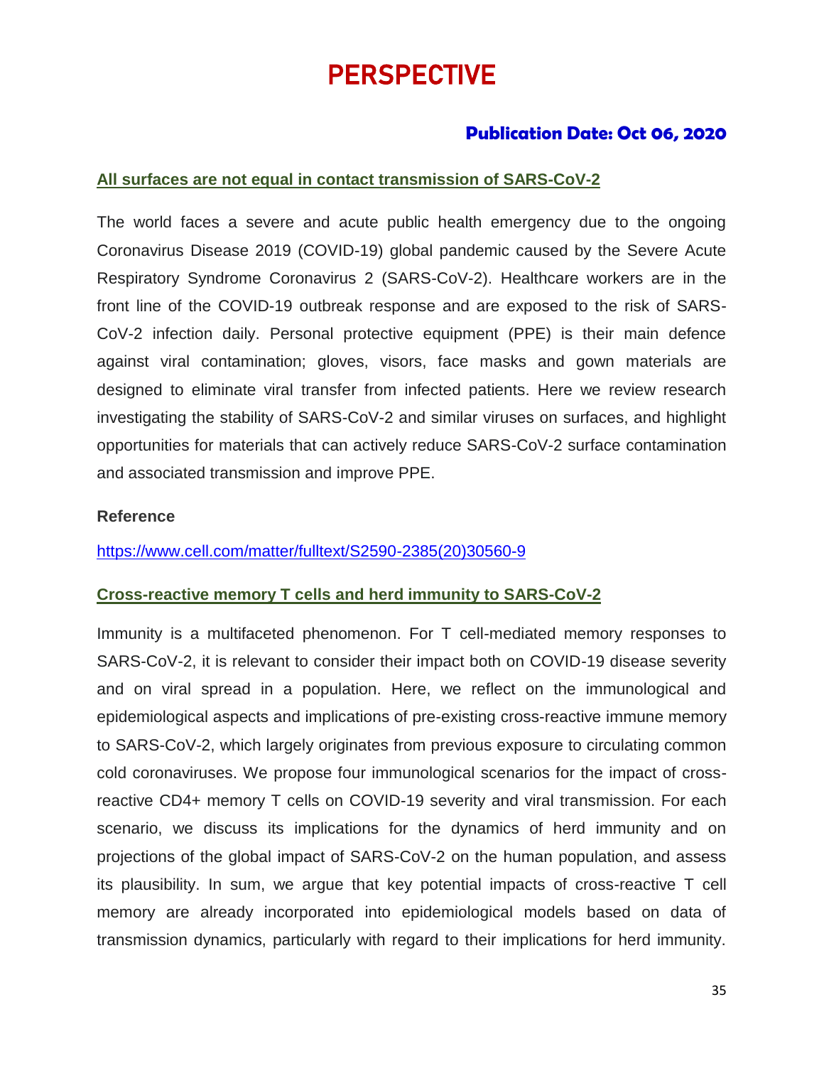# PERSPECTIVE

**Publication Date: Oct 06, 2020**

## All surfaces are not equal in contact transmission of SARS-CoV-2

The world faces a severe and acute public health emergency due to the ongoing Coronavirus Disease 2019 (COVID-19) global pandemic caused by the Severe Acute Respiratory Syndrome Coronavirus 2 (SARS-CoV-2). Healthcare workers are in the front line of the COVID-19 outbreak response and are exposed to the risk of SARS-CoV-2 infection daily. Personal protective equipment (PPE) is their main defence against viral contamination; gloves, visors, face masks and gown materials are designed to eliminate viral transfer from infected patients. Here we review research investigating the stability of SARS-CoV-2 and similar viruses on surfaces, and highlight opportunities for materials that can actively reduce SARS-CoV-2 surface contamination and associated transmission and improve PPE.

**Reference**

https://www.cell.com/matter/fulltext/S2590-2385(20)30560-9

## Cross-reactive memory T cells and herd immunity to SARS-CoV-2

Immunity is a multifaceted phenomenon. For T cell-mediated memory responses to SARS-CoV-2, it is relevant to consider their impact both on COVID-19 disease severity and on viral spread in a population. Here, we reflect on the immunological and epidemiological aspects and implications of pre-existing cross-reactive immune memory to SARS-CoV-2, which largely originates from previous exposure to circulating common cold coronaviruses. We propose four immunological scenarios for the impact of cross-reactive CD4+ memory T cells on COVID-19 severity and viral transmission. For each scenario, we discuss its implications for the dynamics of herd immunity and on projections of the global impact of SARS-CoV-2 on the human population, and assess its plausibility. In sum, we argue that key potential impacts of cross-reactive T cell memory are already incorporated into epidemiological models based on data of transmission dynamics, particularly with regard to their implications for herd immunity.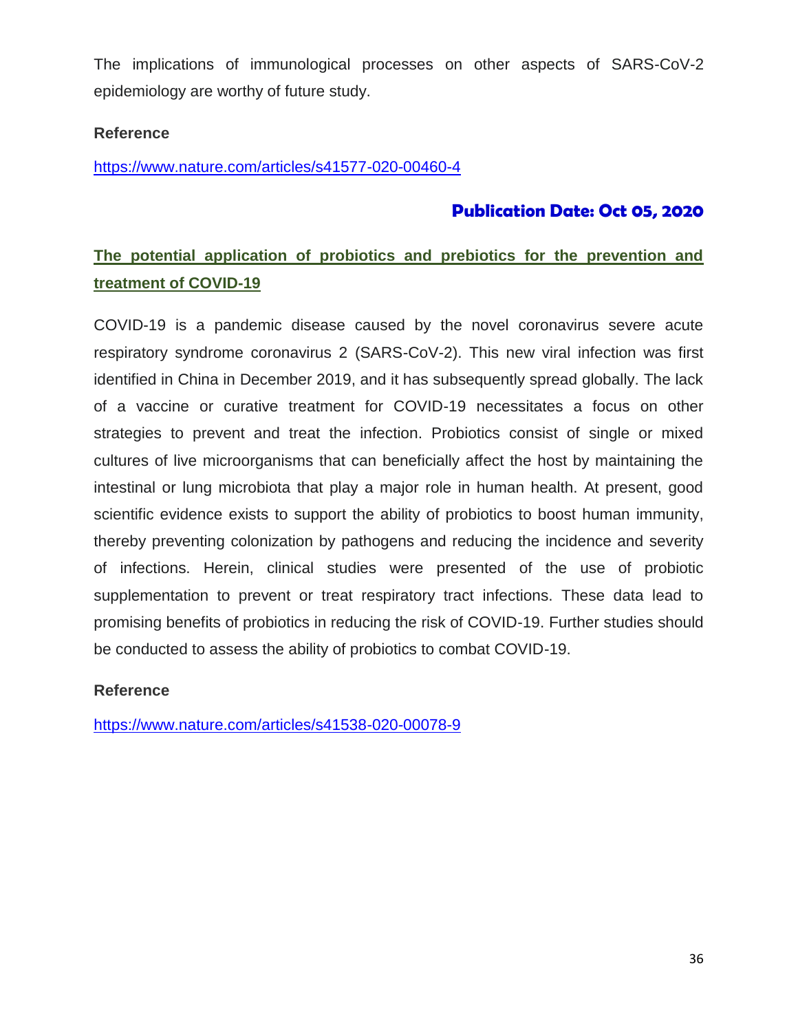The implications of immunological processes on other aspects of SARS-CoV-2 epidemiology are worthy of future study.

**Reference**

https://www.nature.com/articles/s41577-020-00460-4

**Publication Date: Oct 05, 2020**

## The potential application of probiotics and prebiotics for the prevention and treatment of COVID-19

COVID-19 is a pandemic disease caused by the novel coronavirus severe acute respiratory syndrome coronavirus 2 (SARS-CoV-2). This new viral infection was first identified in China in December 2019, and it has subsequently spread globally. The lack of a vaccine or curative treatment for COVID-19 necessitates a focus on other strategies to prevent and treat the infection. Probiotics consist of single or mixed cultures of live microorganisms that can beneficially affect the host by maintaining the intestinal or lung microbiota that play a major role in human health. At present, good scientific evidence exists to support the ability of probiotics to boost human immunity, thereby preventing colonization by pathogens and reducing the incidence and severity of infections. Herein, clinical studies were presented of the use of probiotic supplementation to prevent or treat respiratory tract infections. These data lead to promising benefits of probiotics in reducing the risk of COVID-19. Further studies should be conducted to assess the ability of probiotics to combat COVID-19.

**Reference**

https://www.nature.com/articles/s41538-020-00078-9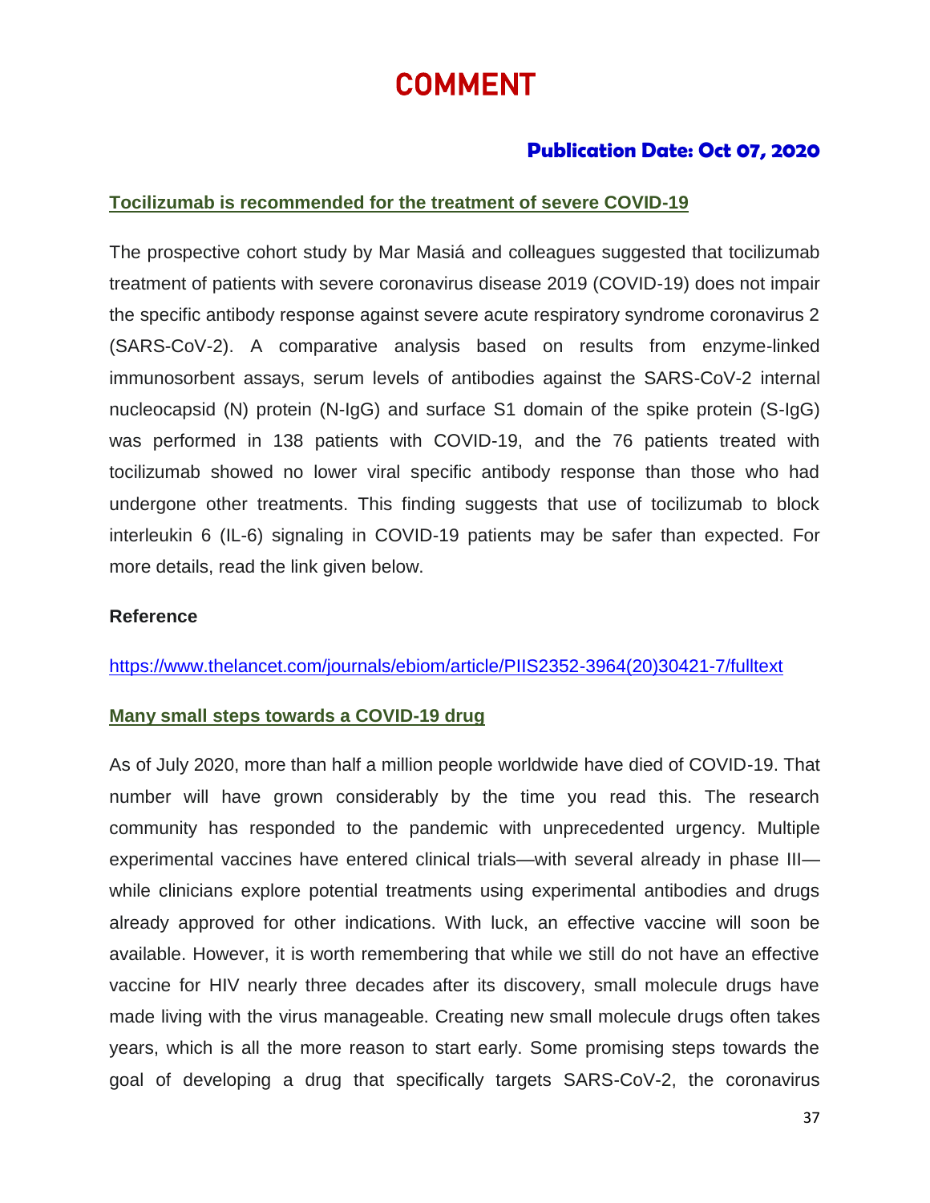# COMMENT

**Publication Date: Oct 07, 2020**

## Tocilizumab is recommended for the treatment of severe COVID-19

The prospective cohort study by Mar Masiá and colleagues suggested that tocilizumab treatment of patients with severe coronavirus disease 2019 (COVID-19) does not impair the specific antibody response against severe acute respiratory syndrome coronavirus 2 (SARS-CoV-2). A comparative analysis based on results from enzyme-linked immunosorbent assays, serum levels of antibodies against the SARS-CoV-2 internal nucleocapsid (N) protein (N-IgG) and surface S1 domain of the spike protein (S-IgG) was performed in 138 patients with COVID-19, and the 76 patients treated with tocilizumab showed no lower viral specific antibody response than those who had undergone other treatments. This finding suggests that use of tocilizumab to block interleukin 6 (IL-6) signaling in COVID-19 patients may be safer than expected. For more details, read the link given below.

**Reference**

https://www.thelancet.com/journals/ebiom/article/PIIS2352-3964(20)30421-7/fulltext

## Many small steps towards a COVID-19 drug

As of July 2020, more than half a million people worldwide have died of COVID-19. That number will have grown considerably by the time you read this. The research community has responded to the pandemic with unprecedented urgency. Multiple experimental vaccines have entered clinical trials—with several already in phase III—while clinicians explore potential treatments using experimental antibodies and drugs already approved for other indications. With luck, an effective vaccine will soon be available. However, it is worth remembering that while we still do not have an effective vaccine for HIV nearly three decades after its discovery, small molecule drugs have made living with the virus manageable. Creating new small molecule drugs often takes years, which is all the more reason to start early. Some promising steps towards the goal of developing a drug that specifically targets SARS-CoV-2, the coronavirus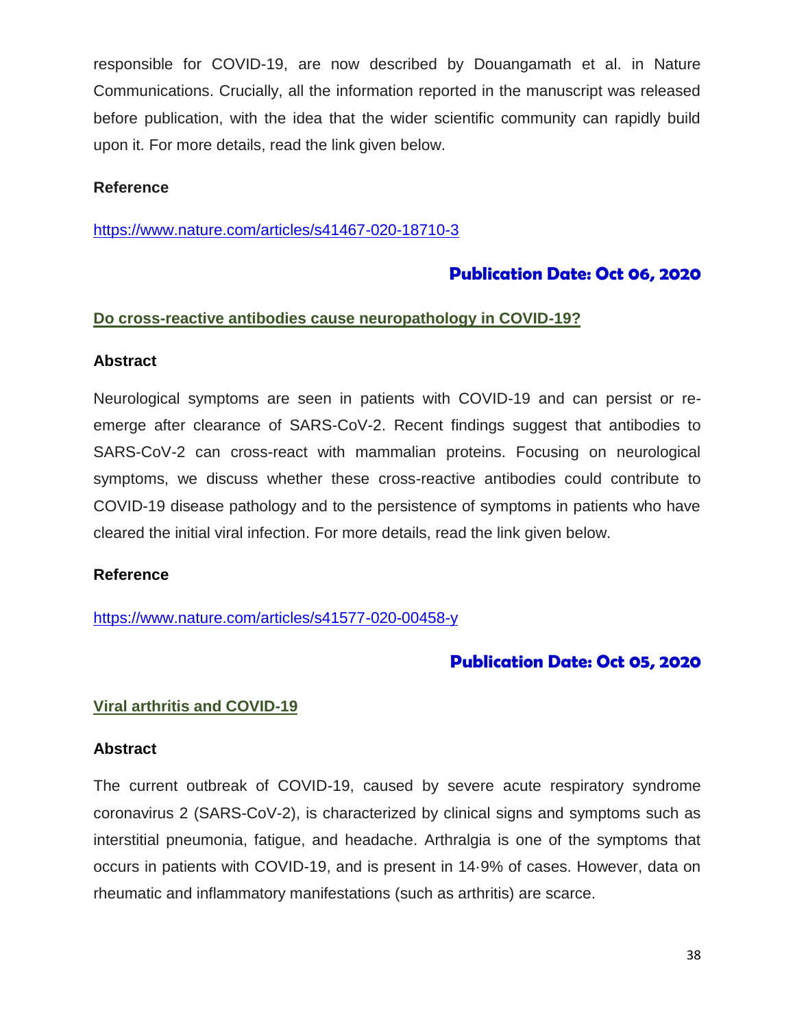responsible for COVID-19, are now described by Douangamath et al. in Nature Communications. Crucially, all the information reported in the manuscript was released before publication, with the idea that the wider scientific community can rapidly build upon it. For more details, read the link given below.

**Reference**

https://www.nature.com/articles/s41467-020-18710-3

**Publication Date: Oct 06, 2020**

## Do cross-reactive antibodies cause neuropathology in COVID-19?

**Abstract**

Neurological symptoms are seen in patients with COVID-19 and can persist or re-emerge after clearance of SARS-CoV-2. Recent findings suggest that antibodies to SARS-CoV-2 can cross-react with mammalian proteins. Focusing on neurological symptoms, we discuss whether these cross-reactive antibodies could contribute to COVID-19 disease pathology and to the persistence of symptoms in patients who have cleared the initial viral infection. For more details, read the link given below.

**Reference**

https://www.nature.com/articles/s41577-020-00458-y

**Publication Date: Oct 05, 2020**

## Viral arthritis and COVID-19

**Abstract**

The current outbreak of COVID-19, caused by severe acute respiratory syndrome coronavirus 2 (SARS-CoV-2), is characterized by clinical signs and symptoms such as interstitial pneumonia, fatigue, and headache. Arthralgia is one of the symptoms that occurs in patients with COVID-19, and is present in 14·9% of cases. However, data on rheumatic and inflammatory manifestations (such as arthritis) are scarce.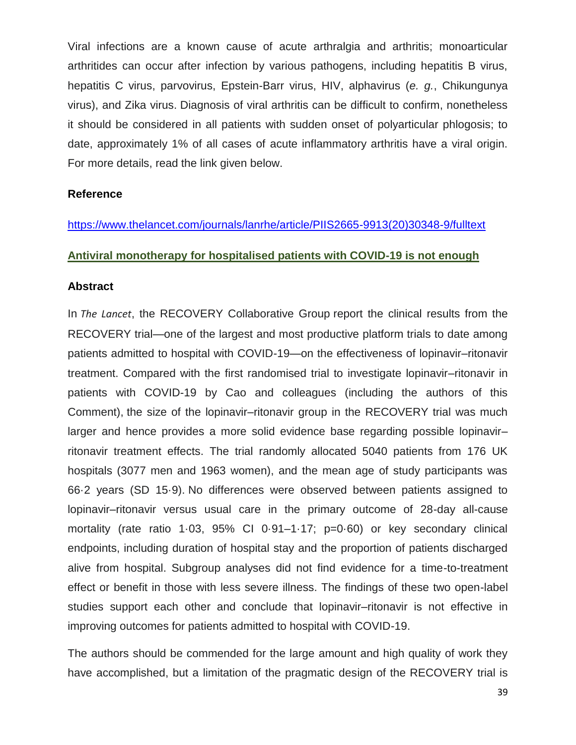Viral infections are a known cause of acute arthralgia and arthritis; monoarticular arthritides can occur after infection by various pathogens, including hepatitis B virus, hepatitis C virus, parvovirus, Epstein-Barr virus, HIV, alphavirus (*e. g.*, Chikungunya virus), and Zika virus. Diagnosis of viral arthritis can be difficult to confirm, nonetheless it should be considered in all patients with sudden onset of polyarticular phlogosis; to date, approximately 1% of all cases of acute inflammatory arthritis have a viral origin. For more details, read the link given below.

**Reference**

https://www.thelancet.com/journals/lanrhe/article/PIIS2665-9913(20)30348-9/fulltext

**Antiviral monotherapy for hospitalised patients with COVID-19 is not enough**

**Abstract**

In *The Lancet*, the RECOVERY Collaborative Group report the clinical results from the RECOVERY trial—one of the largest and most productive platform trials to date among patients admitted to hospital with COVID-19—on the effectiveness of lopinavir–ritonavir treatment. Compared with the first randomised trial to investigate lopinavir–ritonavir in patients with COVID-19 by Cao and colleagues (including the authors of this Comment), the size of the lopinavir–ritonavir group in the RECOVERY trial was much larger and hence provides a more solid evidence base regarding possible lopinavir–ritonavir treatment effects. The trial randomly allocated 5040 patients from 176 UK hospitals (3077 men and 1963 women), and the mean age of study participants was 66·2 years (SD 15·9). No differences were observed between patients assigned to lopinavir–ritonavir versus usual care in the primary outcome of 28-day all-cause mortality (rate ratio 1·03, 95% CI 0·91–1·17; p=0·60) or key secondary clinical endpoints, including duration of hospital stay and the proportion of patients discharged alive from hospital. Subgroup analyses did not find evidence for a time-to-treatment effect or benefit in those with less severe illness. The findings of these two open-label studies support each other and conclude that lopinavir–ritonavir is not effective in improving outcomes for patients admitted to hospital with COVID-19.

The authors should be commended for the large amount and high quality of work they have accomplished, but a limitation of the pragmatic design of the RECOVERY trial is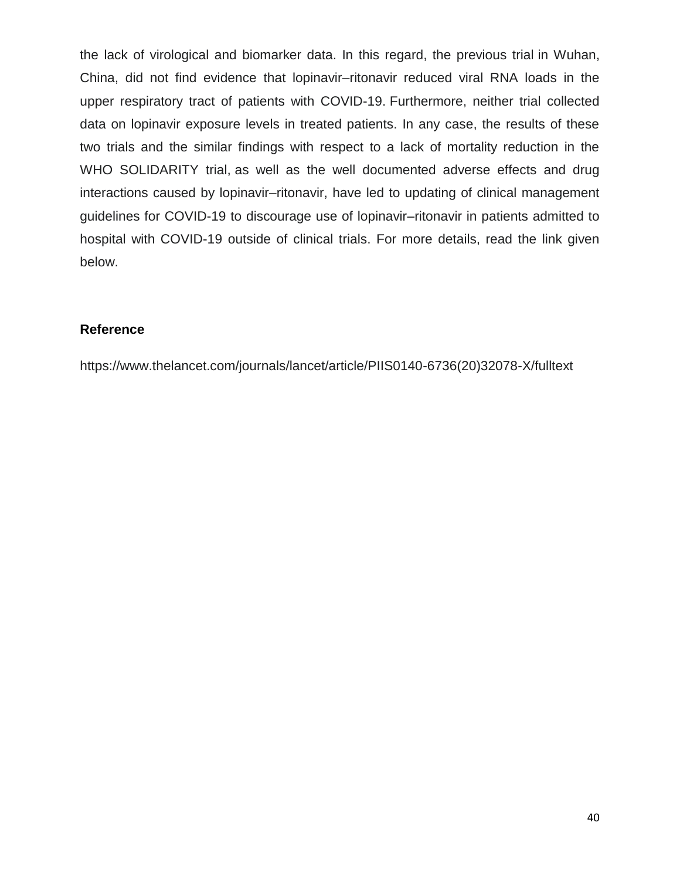the lack of virological and biomarker data. In this regard, the previous trial in Wuhan, China, did not find evidence that lopinavir–ritonavir reduced viral RNA loads in the upper respiratory tract of patients with COVID-19. Furthermore, neither trial collected data on lopinavir exposure levels in treated patients. In any case, the results of these two trials and the similar findings with respect to a lack of mortality reduction in the WHO SOLIDARITY trial, as well as the well documented adverse effects and drug interactions caused by lopinavir–ritonavir, have led to updating of clinical management guidelines for COVID-19 to discourage use of lopinavir–ritonavir in patients admitted to hospital with COVID-19 outside of clinical trials. For more details, read the link given below.

**Reference**

https://www.thelancet.com/journals/lancet/article/PIIS0140-6736(20)32078-X/fulltext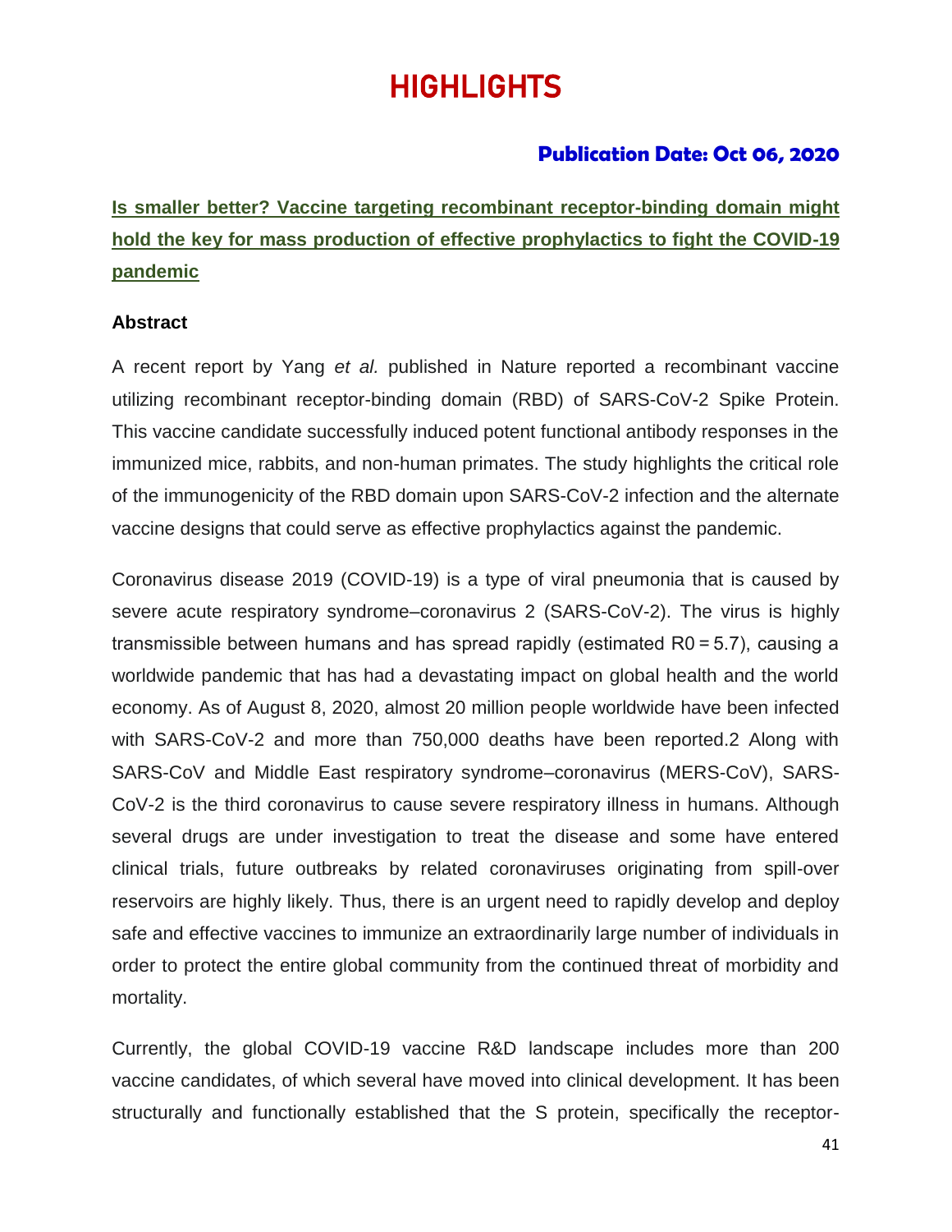# HIGHLIGHTS

**Publication Date: Oct 06, 2020**

## Is smaller better? Vaccine targeting recombinant receptor-binding domain might hold the key for mass production of effective prophylactics to fight the COVID-19 pandemic

**Abstract**

A recent report by Yang *et al.* published in Nature reported a recombinant vaccine utilizing recombinant receptor-binding domain (RBD) of SARS-CoV-2 Spike Protein. This vaccine candidate successfully induced potent functional antibody responses in the immunized mice, rabbits, and non-human primates. The study highlights the critical role of the immunogenicity of the RBD domain upon SARS-CoV-2 infection and the alternate vaccine designs that could serve as effective prophylactics against the pandemic.

Coronavirus disease 2019 (COVID-19) is a type of viral pneumonia that is caused by severe acute respiratory syndrome–coronavirus 2 (SARS-CoV-2). The virus is highly transmissible between humans and has spread rapidly (estimated R0 = 5.7), causing a worldwide pandemic that has had a devastating impact on global health and the world economy. As of August 8, 2020, almost 20 million people worldwide have been infected with SARS-CoV-2 and more than 750,000 deaths have been reported.2 Along with SARS-CoV and Middle East respiratory syndrome–coronavirus (MERS-CoV), SARS-CoV-2 is the third coronavirus to cause severe respiratory illness in humans. Although several drugs are under investigation to treat the disease and some have entered clinical trials, future outbreaks by related coronaviruses originating from spill-over reservoirs are highly likely. Thus, there is an urgent need to rapidly develop and deploy safe and effective vaccines to immunize an extraordinarily large number of individuals in order to protect the entire global community from the continued threat of morbidity and mortality.

Currently, the global COVID-19 vaccine R&D landscape includes more than 200 vaccine candidates, of which several have moved into clinical development. It has been structurally and functionally established that the S protein, specifically the receptor-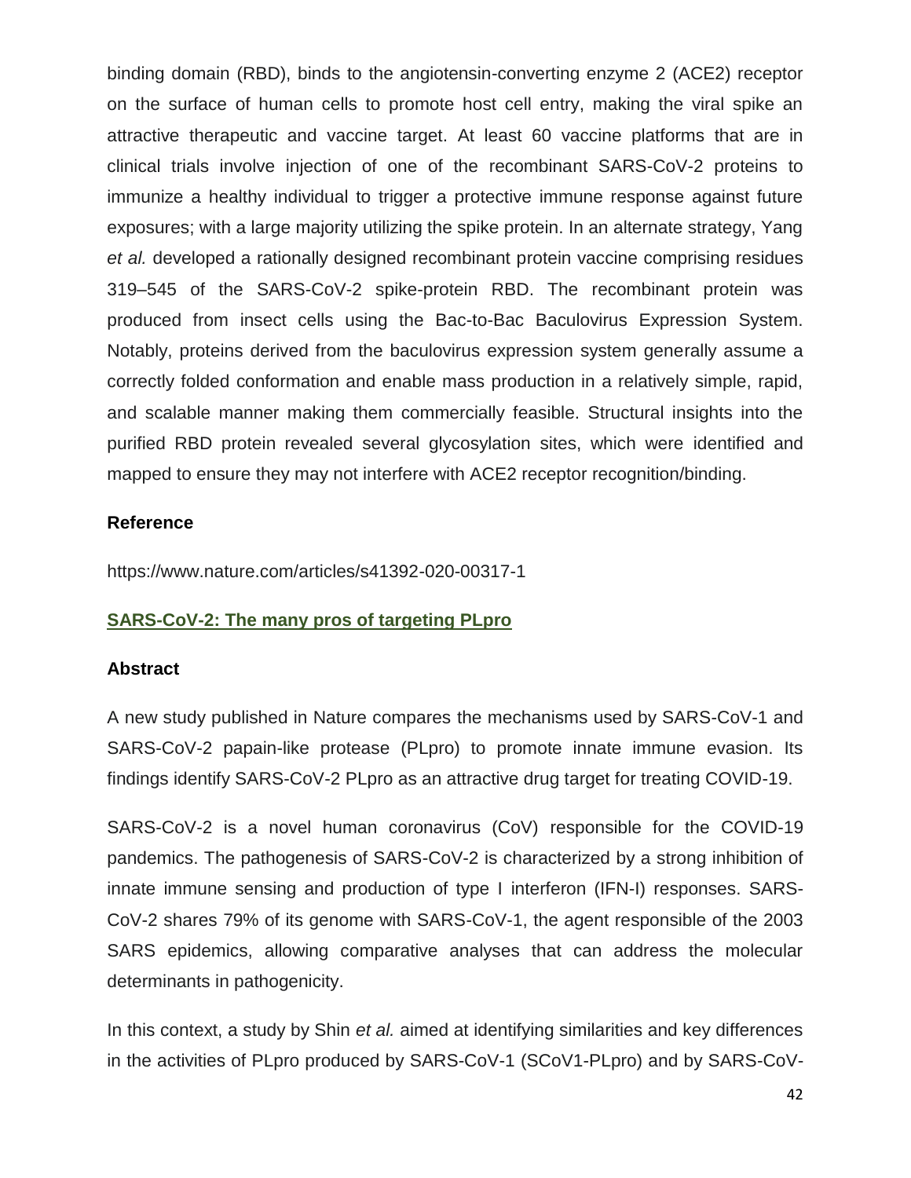binding domain (RBD), binds to the angiotensin-converting enzyme 2 (ACE2) receptor on the surface of human cells to promote host cell entry, making the viral spike an attractive therapeutic and vaccine target. At least 60 vaccine platforms that are in clinical trials involve injection of one of the recombinant SARS-CoV-2 proteins to immunize a healthy individual to trigger a protective immune response against future exposures; with a large majority utilizing the spike protein. In an alternate strategy, Yang *et al.* developed a rationally designed recombinant protein vaccine comprising residues 319–545 of the SARS-CoV-2 spike-protein RBD. The recombinant protein was produced from insect cells using the Bac-to-Bac Baculovirus Expression System. Notably, proteins derived from the baculovirus expression system generally assume a correctly folded conformation and enable mass production in a relatively simple, rapid, and scalable manner making them commercially feasible. Structural insights into the purified RBD protein revealed several glycosylation sites, which were identified and mapped to ensure they may not interfere with ACE2 receptor recognition/binding.

**Reference**

https://www.nature.com/articles/s41392-020-00317-1

## SARS-CoV-2: The many pros of targeting PLpro

**Abstract**

A new study published in Nature compares the mechanisms used by SARS-CoV-1 and SARS-CoV-2 papain-like protease (PLpro) to promote innate immune evasion. Its findings identify SARS-CoV-2 PLpro as an attractive drug target for treating COVID-19.

SARS-CoV-2 is a novel human coronavirus (CoV) responsible for the COVID-19 pandemics. The pathogenesis of SARS-CoV-2 is characterized by a strong inhibition of innate immune sensing and production of type I interferon (IFN-I) responses. SARS-CoV-2 shares 79% of its genome with SARS-CoV-1, the agent responsible of the 2003 SARS epidemics, allowing comparative analyses that can address the molecular determinants in pathogenicity.

In this context, a study by Shin *et al.* aimed at identifying similarities and key differences in the activities of PLpro produced by SARS-CoV-1 (SCoV1-PLpro) and by SARS-CoV-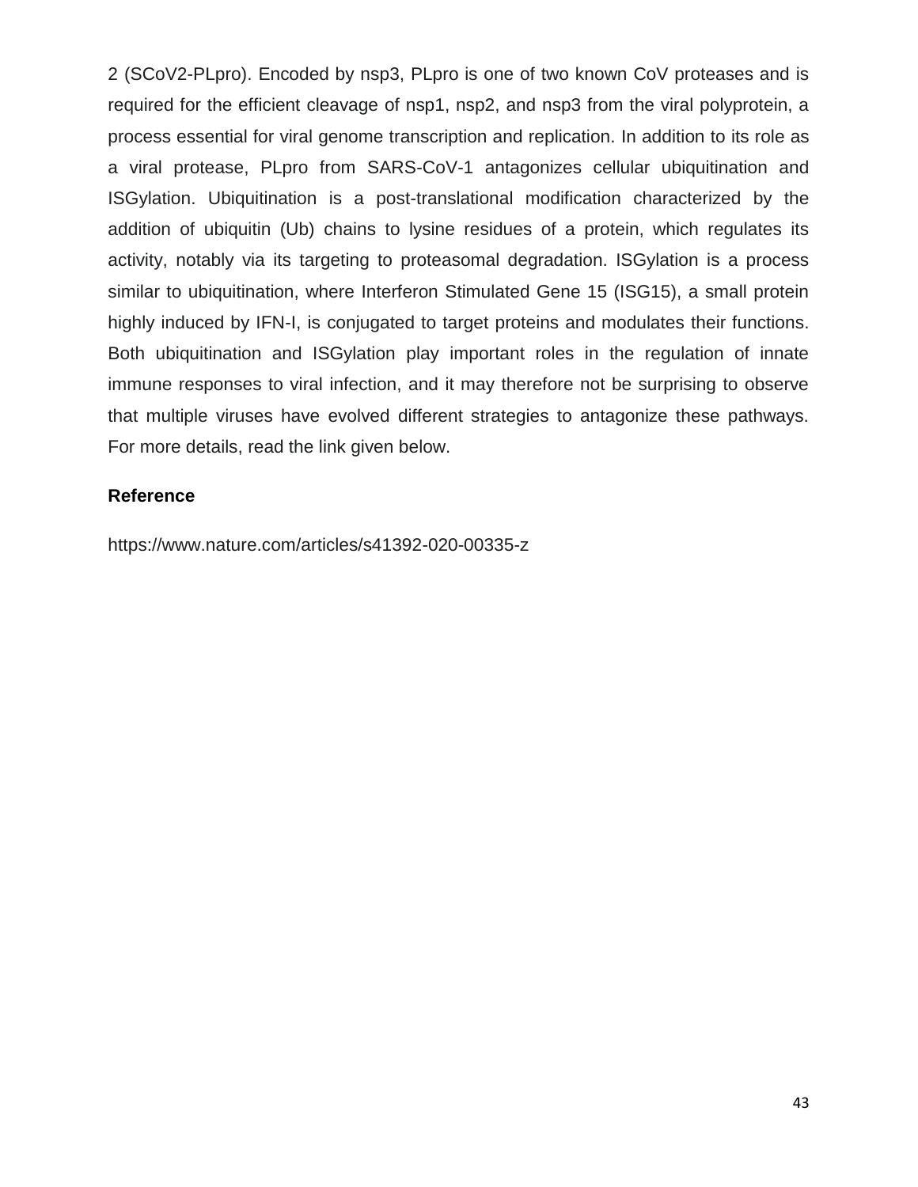2 (SCoV2-PLpro). Encoded by nsp3, PLpro is one of two known CoV proteases and is required for the efficient cleavage of nsp1, nsp2, and nsp3 from the viral polyprotein, a process essential for viral genome transcription and replication. In addition to its role as a viral protease, PLpro from SARS-CoV-1 antagonizes cellular ubiquitination and ISGylation. Ubiquitination is a post-translational modification characterized by the addition of ubiquitin (Ub) chains to lysine residues of a protein, which regulates its activity, notably via its targeting to proteasomal degradation. ISGylation is a process similar to ubiquitination, where Interferon Stimulated Gene 15 (ISG15), a small protein highly induced by IFN-I, is conjugated to target proteins and modulates their functions. Both ubiquitination and ISGylation play important roles in the regulation of innate immune responses to viral infection, and it may therefore not be surprising to observe that multiple viruses have evolved different strategies to antagonize these pathways. For more details, read the link given below.

**Reference**

https://www.nature.com/articles/s41392-020-00335-z